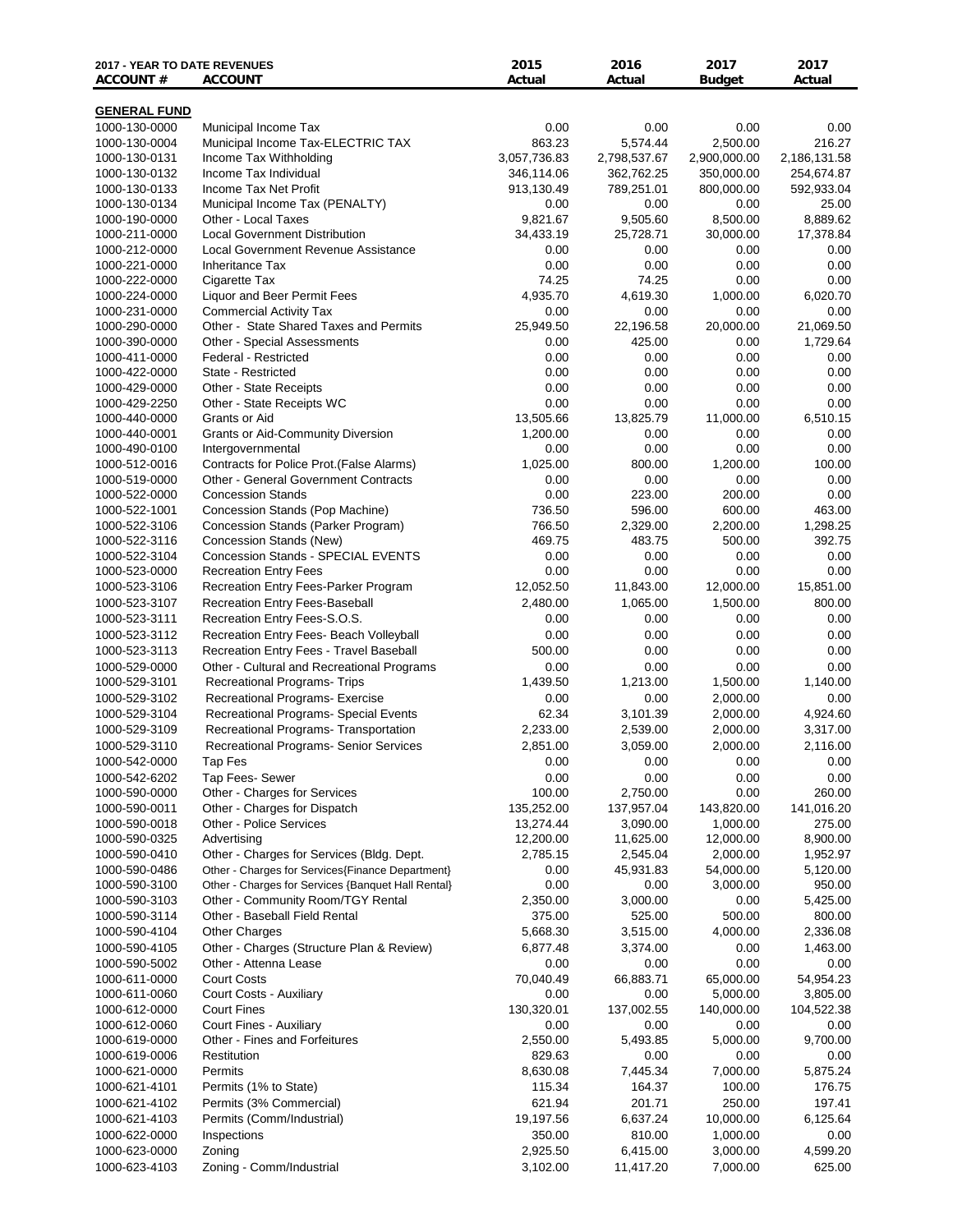| 2017 - YEAR TO DATE REVENUES ACCOUNT # | ACCOUNT | 2015 Actual | 2016 Actual | 2017 Budget | 2017 Actual |
|---|---|---|---|---|---|
| **GENERAL FUND** | | | | | |
| 1000-130-0000 | Municipal Income Tax | 0.00 | 0.00 | 0.00 | 0.00 |
| 1000-130-0004 | Municipal Income Tax-ELECTRIC TAX | 863.23 | 5,574.44 | 2,500.00 | 216.27 |
| 1000-130-0131 | Income Tax Withholding | 3,057,736.83 | 2,798,537.67 | 2,900,000.00 | 2,186,131.58 |
| 1000-130-0132 | Income Tax Individual | 346,114.06 | 362,762.25 | 350,000.00 | 254,674.87 |
| 1000-130-0133 | Income Tax Net Profit | 913,130.49 | 789,251.01 | 800,000.00 | 592,933.04 |
| 1000-130-0134 | Municipal Income Tax (PENALTY) | 0.00 | 0.00 | 0.00 | 25.00 |
| 1000-190-0000 | Other - Local Taxes | 9,821.67 | 9,505.60 | 8,500.00 | 8,889.62 |
| 1000-211-0000 | Local Government Distribution | 34,433.19 | 25,728.71 | 30,000.00 | 17,378.84 |
| 1000-212-0000 | Local Government Revenue Assistance | 0.00 | 0.00 | 0.00 | 0.00 |
| 1000-221-0000 | Inheritance Tax | 0.00 | 0.00 | 0.00 | 0.00 |
| 1000-222-0000 | Cigarette Tax | 74.25 | 74.25 | 0.00 | 0.00 |
| 1000-224-0000 | Liquor and Beer Permit Fees | 4,935.70 | 4,619.30 | 1,000.00 | 6,020.70 |
| 1000-231-0000 | Commercial Activity Tax | 0.00 | 0.00 | 0.00 | 0.00 |
| 1000-290-0000 | Other - State Shared Taxes and Permits | 25,949.50 | 22,196.58 | 20,000.00 | 21,069.50 |
| 1000-390-0000 | Other - Special Assessments | 0.00 | 425.00 | 0.00 | 1,729.64 |
| 1000-411-0000 | Federal - Restricted | 0.00 | 0.00 | 0.00 | 0.00 |
| 1000-422-0000 | State - Restricted | 0.00 | 0.00 | 0.00 | 0.00 |
| 1000-429-0000 | Other - State Receipts | 0.00 | 0.00 | 0.00 | 0.00 |
| 1000-429-2250 | Other - State Receipts WC | 0.00 | 0.00 | 0.00 | 0.00 |
| 1000-440-0000 | Grants or Aid | 13,505.66 | 13,825.79 | 11,000.00 | 6,510.15 |
| 1000-440-0001 | Grants or Aid-Community Diversion | 1,200.00 | 0.00 | 0.00 | 0.00 |
| 1000-490-0100 | Intergovernmental | 0.00 | 0.00 | 0.00 | 0.00 |
| 1000-512-0016 | Contracts for Police Prot.(False Alarms) | 1,025.00 | 800.00 | 1,200.00 | 100.00 |
| 1000-519-0000 | Other - General Government Contracts | 0.00 | 0.00 | 0.00 | 0.00 |
| 1000-522-0000 | Concession Stands | 0.00 | 223.00 | 200.00 | 0.00 |
| 1000-522-1001 | Concession Stands (Pop Machine) | 736.50 | 596.00 | 600.00 | 463.00 |
| 1000-522-3106 | Concession Stands (Parker Program) | 766.50 | 2,329.00 | 2,200.00 | 1,298.25 |
| 1000-522-3116 | Concession Stands (New) | 469.75 | 483.75 | 500.00 | 392.75 |
| 1000-522-3104 | Concession Stands - SPECIAL EVENTS | 0.00 | 0.00 | 0.00 | 0.00 |
| 1000-523-0000 | Recreation Entry Fees | 0.00 | 0.00 | 0.00 | 0.00 |
| 1000-523-3106 | Recreation Entry Fees-Parker Program | 12,052.50 | 11,843.00 | 12,000.00 | 15,851.00 |
| 1000-523-3107 | Recreation Entry Fees-Baseball | 2,480.00 | 1,065.00 | 1,500.00 | 800.00 |
| 1000-523-3111 | Recreation Entry Fees-S.O.S. | 0.00 | 0.00 | 0.00 | 0.00 |
| 1000-523-3112 | Recreation Entry Fees- Beach Volleyball | 0.00 | 0.00 | 0.00 | 0.00 |
| 1000-523-3113 | Recreation Entry Fees - Travel Baseball | 500.00 | 0.00 | 0.00 | 0.00 |
| 1000-529-0000 | Other - Cultural and Recreational Programs | 0.00 | 0.00 | 0.00 | 0.00 |
| 1000-529-3101 | Recreational Programs- Trips | 1,439.50 | 1,213.00 | 1,500.00 | 1,140.00 |
| 1000-529-3102 | Recreational Programs- Exercise | 0.00 | 0.00 | 2,000.00 | 0.00 |
| 1000-529-3104 | Recreational Programs- Special Events | 62.34 | 3,101.39 | 2,000.00 | 4,924.60 |
| 1000-529-3109 | Recreational Programs- Transportation | 2,233.00 | 2,539.00 | 2,000.00 | 3,317.00 |
| 1000-529-3110 | Recreational Programs- Senior Services | 2,851.00 | 3,059.00 | 2,000.00 | 2,116.00 |
| 1000-542-0000 | Tap Fes | 0.00 | 0.00 | 0.00 | 0.00 |
| 1000-542-6202 | Tap Fees- Sewer | 0.00 | 0.00 | 0.00 | 0.00 |
| 1000-590-0000 | Other - Charges for Services | 100.00 | 2,750.00 | 0.00 | 260.00 |
| 1000-590-0011 | Other - Charges for Dispatch | 135,252.00 | 137,957.04 | 143,820.00 | 141,016.20 |
| 1000-590-0018 | Other - Police Services | 13,274.44 | 3,090.00 | 1,000.00 | 275.00 |
| 1000-590-0325 | Advertising | 12,200.00 | 11,625.00 | 12,000.00 | 8,900.00 |
| 1000-590-0410 | Other - Charges for Services (Bldg. Dept. | 2,785.15 | 2,545.04 | 2,000.00 | 1,952.97 |
| 1000-590-0486 | Other - Charges for Services{Finance Department} | 0.00 | 45,931.83 | 54,000.00 | 5,120.00 |
| 1000-590-3100 | Other - Charges for Services {Banquet Hall Rental} | 0.00 | 0.00 | 3,000.00 | 950.00 |
| 1000-590-3103 | Other - Community Room/TGY Rental | 2,350.00 | 3,000.00 | 0.00 | 5,425.00 |
| 1000-590-3114 | Other - Baseball Field Rental | 375.00 | 525.00 | 500.00 | 800.00 |
| 1000-590-4104 | Other Charges | 5,668.30 | 3,515.00 | 4,000.00 | 2,336.08 |
| 1000-590-4105 | Other - Charges (Structure Plan & Review) | 6,877.48 | 3,374.00 | 0.00 | 1,463.00 |
| 1000-590-5002 | Other - Attenna Lease | 0.00 | 0.00 | 0.00 | 0.00 |
| 1000-611-0000 | Court Costs | 70,040.49 | 66,883.71 | 65,000.00 | 54,954.23 |
| 1000-611-0060 | Court Costs - Auxiliary | 0.00 | 0.00 | 5,000.00 | 3,805.00 |
| 1000-612-0000 | Court Fines | 130,320.01 | 137,002.55 | 140,000.00 | 104,522.38 |
| 1000-612-0060 | Court Fines - Auxiliary | 0.00 | 0.00 | 0.00 | 0.00 |
| 1000-619-0000 | Other - Fines and Forfeitures | 2,550.00 | 5,493.85 | 5,000.00 | 9,700.00 |
| 1000-619-0006 | Restitution | 829.63 | 0.00 | 0.00 | 0.00 |
| 1000-621-0000 | Permits | 8,630.08 | 7,445.34 | 7,000.00 | 5,875.24 |
| 1000-621-4101 | Permits (1% to State) | 115.34 | 164.37 | 100.00 | 176.75 |
| 1000-621-4102 | Permits (3% Commercial) | 621.94 | 201.71 | 250.00 | 197.41 |
| 1000-621-4103 | Permits (Comm/Industrial) | 19,197.56 | 6,637.24 | 10,000.00 | 6,125.64 |
| 1000-622-0000 | Inspections | 350.00 | 810.00 | 1,000.00 | 0.00 |
| 1000-623-0000 | Zoning | 2,925.50 | 6,415.00 | 3,000.00 | 4,599.20 |
| 1000-623-4103 | Zoning - Comm/Industrial | 3,102.00 | 11,417.20 | 7,000.00 | 625.00 |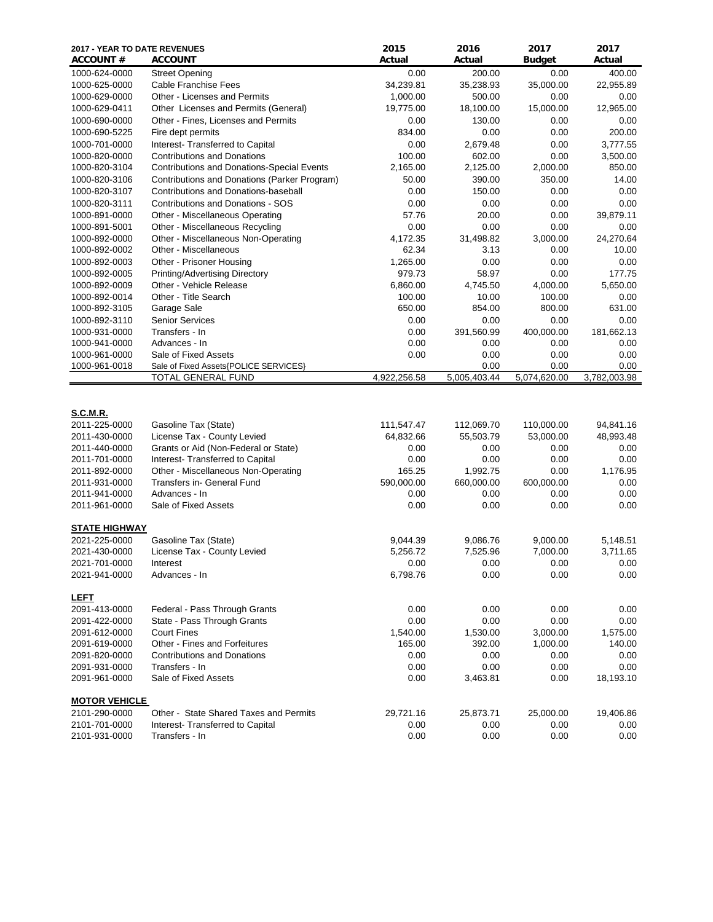| 2017 - YEAR TO DATE REVENUES ACCOUNT # | ACCOUNT | 2015 Actual | 2016 Actual | 2017 Budget | 2017 Actual |
|---|---|---|---|---|---|
| 1000-624-0000 | Street Opening | 0.00 | 200.00 | 0.00 | 400.00 |
| 1000-625-0000 | Cable Franchise Fees | 34,239.81 | 35,238.93 | 35,000.00 | 22,955.89 |
| 1000-629-0000 | Other - Licenses and Permits | 1,000.00 | 500.00 | 0.00 | 0.00 |
| 1000-629-0411 | Other Licenses and Permits (General) | 19,775.00 | 18,100.00 | 15,000.00 | 12,965.00 |
| 1000-690-0000 | Other - Fines, Licenses and Permits | 0.00 | 130.00 | 0.00 | 0.00 |
| 1000-690-5225 | Fire dept permits | 834.00 | 0.00 | 0.00 | 200.00 |
| 1000-701-0000 | Interest- Transferred to Capital | 0.00 | 2,679.48 | 0.00 | 3,777.55 |
| 1000-820-0000 | Contributions and Donations | 100.00 | 602.00 | 0.00 | 3,500.00 |
| 1000-820-3104 | Contributions and Donations-Special Events | 2,165.00 | 2,125.00 | 2,000.00 | 850.00 |
| 1000-820-3106 | Contributions and Donations (Parker Program) | 50.00 | 390.00 | 350.00 | 14.00 |
| 1000-820-3107 | Contributions and Donations-baseball | 0.00 | 150.00 | 0.00 | 0.00 |
| 1000-820-3111 | Contributions and Donations - SOS | 0.00 | 0.00 | 0.00 | 0.00 |
| 1000-891-0000 | Other - Miscellaneous Operating | 57.76 | 20.00 | 0.00 | 39,879.11 |
| 1000-891-5001 | Other - Miscellaneous Recycling | 0.00 | 0.00 | 0.00 | 0.00 |
| 1000-892-0000 | Other - Miscellaneous Non-Operating | 4,172.35 | 31,498.82 | 3,000.00 | 24,270.64 |
| 1000-892-0002 | Other - Miscellaneous | 62.34 | 3.13 | 0.00 | 10.00 |
| 1000-892-0003 | Other - Prisoner Housing | 1,265.00 | 0.00 | 0.00 | 0.00 |
| 1000-892-0005 | Printing/Advertising Directory | 979.73 | 58.97 | 0.00 | 177.75 |
| 1000-892-0009 | Other - Vehicle Release | 6,860.00 | 4,745.50 | 4,000.00 | 5,650.00 |
| 1000-892-0014 | Other - Title Search | 100.00 | 10.00 | 100.00 | 0.00 |
| 1000-892-3105 | Garage Sale | 650.00 | 854.00 | 800.00 | 631.00 |
| 1000-892-3110 | Senior Services | 0.00 | 0.00 | 0.00 | 0.00 |
| 1000-931-0000 | Transfers - In | 0.00 | 391,560.99 | 400,000.00 | 181,662.13 |
| 1000-941-0000 | Advances - In | 0.00 | 0.00 | 0.00 | 0.00 |
| 1000-961-0000 | Sale of Fixed Assets | 0.00 | 0.00 | 0.00 | 0.00 |
| 1000-961-0018 | Sale of Fixed Assets{POLICE SERVICES} | | 0.00 | 0.00 | 0.00 |
| | TOTAL GENERAL FUND | 4,922,256.58 | 5,005,403.44 | 5,074,620.00 | 3,782,003.98 |
| | | | | | |
| **S.C.M.R.** | | | | | |
| 2011-225-0000 | Gasoline Tax (State) | 111,547.47 | 112,069.70 | 110,000.00 | 94,841.16 |
| 2011-430-0000 | License Tax - County Levied | 64,832.66 | 55,503.79 | 53,000.00 | 48,993.48 |
| 2011-440-0000 | Grants or Aid (Non-Federal or State) | 0.00 | 0.00 | 0.00 | 0.00 |
| 2011-701-0000 | Interest- Transferred to Capital | 0.00 | 0.00 | 0.00 | 0.00 |
| 2011-892-0000 | Other - Miscellaneous Non-Operating | 165.25 | 1,992.75 | 0.00 | 1,176.95 |
| 2011-931-0000 | Transfers in- General Fund | 590,000.00 | 660,000.00 | 600,000.00 | 0.00 |
| 2011-941-0000 | Advances - In | 0.00 | 0.00 | 0.00 | 0.00 |
| 2011-961-0000 | Sale of Fixed Assets | 0.00 | 0.00 | 0.00 | 0.00 |
| | | | | | |
| **STATE HIGHWAY** | | | | | |
| 2021-225-0000 | Gasoline Tax (State) | 9,044.39 | 9,086.76 | 9,000.00 | 5,148.51 |
| 2021-430-0000 | License Tax - County Levied | 5,256.72 | 7,525.96 | 7,000.00 | 3,711.65 |
| 2021-701-0000 | Interest | 0.00 | 0.00 | 0.00 | 0.00 |
| 2021-941-0000 | Advances - In | 6,798.76 | 0.00 | 0.00 | 0.00 |
| | | | | | |
| **LEFT** | | | | | |
| 2091-413-0000 | Federal - Pass Through Grants | 0.00 | 0.00 | 0.00 | 0.00 |
| 2091-422-0000 | State - Pass Through Grants | 0.00 | 0.00 | 0.00 | 0.00 |
| 2091-612-0000 | Court Fines | 1,540.00 | 1,530.00 | 3,000.00 | 1,575.00 |
| 2091-619-0000 | Other - Fines and Forfeitures | 165.00 | 392.00 | 1,000.00 | 140.00 |
| 2091-820-0000 | Contributions and Donations | 0.00 | 0.00 | 0.00 | 0.00 |
| 2091-931-0000 | Transfers - In | 0.00 | 0.00 | 0.00 | 0.00 |
| 2091-961-0000 | Sale of Fixed Assets | 0.00 | 3,463.81 | 0.00 | 18,193.10 |
| | | | | | |
| **MOTOR VEHICLE** | | | | | |
| 2101-290-0000 | Other - State Shared Taxes and Permits | 29,721.16 | 25,873.71 | 25,000.00 | 19,406.86 |
| 2101-701-0000 | Interest- Transferred to Capital | 0.00 | 0.00 | 0.00 | 0.00 |
| 2101-931-0000 | Transfers - In | 0.00 | 0.00 | 0.00 | 0.00 |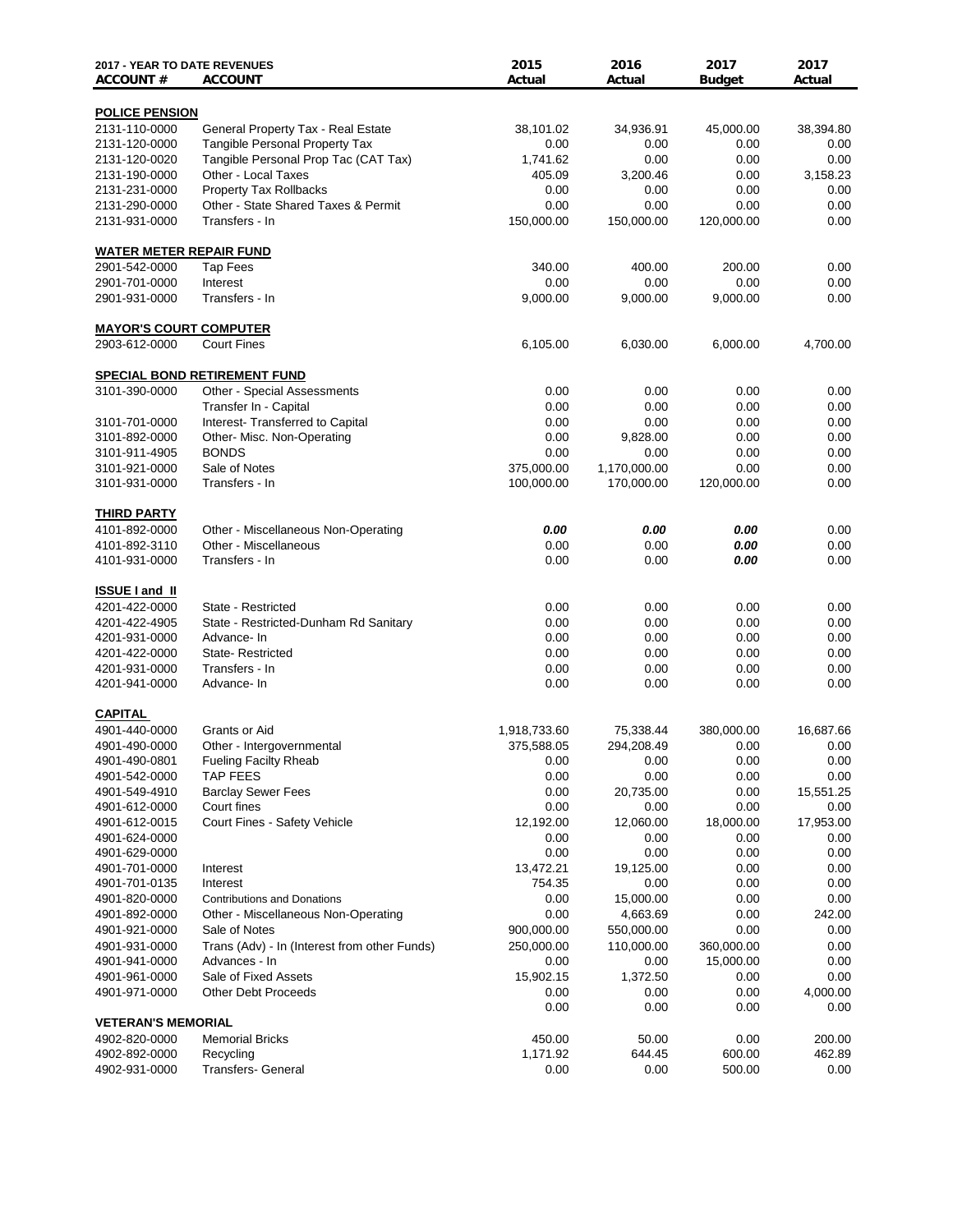| 2017 - YEAR TO DATE REVENUES<br>ACCOUNT # | ACCOUNT | 2015<br>Actual | 2016<br>Actual | 2017<br>Budget | 2017<br>Actual |
|---|---|---|---|---|---|
| **POLICE PENSION** | | | | | |
| 2131-110-0000 | General Property Tax - Real Estate | 38,101.02 | 34,936.91 | 45,000.00 | 38,394.80 |
| 2131-120-0000 | Tangible Personal Property Tax | 0.00 | 0.00 | 0.00 | 0.00 |
| 2131-120-0020 | Tangible Personal Prop Tac (CAT Tax) | 1,741.62 | 0.00 | 0.00 | 0.00 |
| 2131-190-0000 | Other - Local Taxes | 405.09 | 3,200.46 | 0.00 | 3,158.23 |
| 2131-231-0000 | Property Tax Rollbacks | 0.00 | 0.00 | 0.00 | 0.00 |
| 2131-290-0000 | Other - State Shared Taxes & Permit | 0.00 | 0.00 | 0.00 | 0.00 |
| 2131-931-0000 | Transfers - In | 150,000.00 | 150,000.00 | 120,000.00 | 0.00 |
| **WATER METER REPAIR FUND** | | | | | |
| 2901-542-0000 | Tap Fees | 340.00 | 400.00 | 200.00 | 0.00 |
| 2901-701-0000 | Interest | 0.00 | 0.00 | 0.00 | 0.00 |
| 2901-931-0000 | Transfers - In | 9,000.00 | 9,000.00 | 9,000.00 | 0.00 |
| **MAYOR'S COURT COMPUTER** | | | | | |
| 2903-612-0000 | Court Fines | 6,105.00 | 6,030.00 | 6,000.00 | 4,700.00 |
| **SPECIAL BOND RETIREMENT FUND** | | | | | |
| 3101-390-0000 | Other - Special Assessments | 0.00 | 0.00 | 0.00 | 0.00 |
| | Transfer In - Capital | 0.00 | 0.00 | 0.00 | 0.00 |
| 3101-701-0000 | Interest- Transferred to Capital | 0.00 | 0.00 | 0.00 | 0.00 |
| 3101-892-0000 | Other- Misc. Non-Operating | 0.00 | 9,828.00 | 0.00 | 0.00 |
| 3101-911-4905 | BONDS | 0.00 | 0.00 | 0.00 | 0.00 |
| 3101-921-0000 | Sale of Notes | 375,000.00 | 1,170,000.00 | 0.00 | 0.00 |
| 3101-931-0000 | Transfers - In | 100,000.00 | 170,000.00 | 120,000.00 | 0.00 |
| **THIRD PARTY** | | | | | |
| 4101-892-0000 | Other - Miscellaneous Non-Operating | ***0.00*** | ***0.00*** | ***0.00*** | 0.00 |
| 4101-892-3110 | Other - Miscellaneous | 0.00 | 0.00 | ***0.00*** | 0.00 |
| 4101-931-0000 | Transfers - In | 0.00 | 0.00 | ***0.00*** | 0.00 |
| **ISSUE I and II** | | | | | |
| 4201-422-0000 | State - Restricted | 0.00 | 0.00 | 0.00 | 0.00 |
| 4201-422-4905 | State - Restricted-Dunham Rd Sanitary | 0.00 | 0.00 | 0.00 | 0.00 |
| 4201-931-0000 | Advance- In | 0.00 | 0.00 | 0.00 | 0.00 |
| 4201-422-0000 | State- Restricted | 0.00 | 0.00 | 0.00 | 0.00 |
| 4201-931-0000 | Transfers - In | 0.00 | 0.00 | 0.00 | 0.00 |
| 4201-941-0000 | Advance- In | 0.00 | 0.00 | 0.00 | 0.00 |
| **CAPITAL** | | | | | |
| 4901-440-0000 | Grants or Aid | 1,918,733.60 | 75,338.44 | 380,000.00 | 16,687.66 |
| 4901-490-0000 | Other - Intergovernmental | 375,588.05 | 294,208.49 | 0.00 | 0.00 |
| 4901-490-0801 | Fueling Facilty Rheab | 0.00 | 0.00 | 0.00 | 0.00 |
| 4901-542-0000 | TAP FEES | 0.00 | 0.00 | 0.00 | 0.00 |
| 4901-549-4910 | Barclay Sewer Fees | 0.00 | 20,735.00 | 0.00 | 15,551.25 |
| 4901-612-0000 | Court fines | 0.00 | 0.00 | 0.00 | 0.00 |
| 4901-612-0015 | Court Fines - Safety Vehicle | 12,192.00 | 12,060.00 | 18,000.00 | 17,953.00 |
| 4901-624-0000 | | 0.00 | 0.00 | 0.00 | 0.00 |
| 4901-629-0000 | | 0.00 | 0.00 | 0.00 | 0.00 |
| 4901-701-0000 | Interest | 13,472.21 | 19,125.00 | 0.00 | 0.00 |
| 4901-701-0135 | Interest | 754.35 | 0.00 | 0.00 | 0.00 |
| 4901-820-0000 | Contributions and Donations | 0.00 | 15,000.00 | 0.00 | 0.00 |
| 4901-892-0000 | Other - Miscellaneous Non-Operating | 0.00 | 4,663.69 | 0.00 | 242.00 |
| 4901-921-0000 | Sale of Notes | 900,000.00 | 550,000.00 | 0.00 | 0.00 |
| 4901-931-0000 | Trans (Adv) - In (Interest from other Funds) | 250,000.00 | 110,000.00 | 360,000.00 | 0.00 |
| 4901-941-0000 | Advances - In | 0.00 | 0.00 | 15,000.00 | 0.00 |
| 4901-961-0000 | Sale of Fixed Assets | 15,902.15 | 1,372.50 | 0.00 | 0.00 |
| 4901-971-0000 | Other Debt Proceeds | 0.00 | 0.00 | 0.00 | 4,000.00 |
| | | 0.00 | 0.00 | 0.00 | 0.00 |
| **VETERAN'S MEMORIAL** | | | | | |
| 4902-820-0000 | Memorial Bricks | 450.00 | 50.00 | 0.00 | 200.00 |
| 4902-892-0000 | Recycling | 1,171.92 | 644.45 | 600.00 | 462.89 |
| 4902-931-0000 | Transfers- General | 0.00 | 0.00 | 500.00 | 0.00 |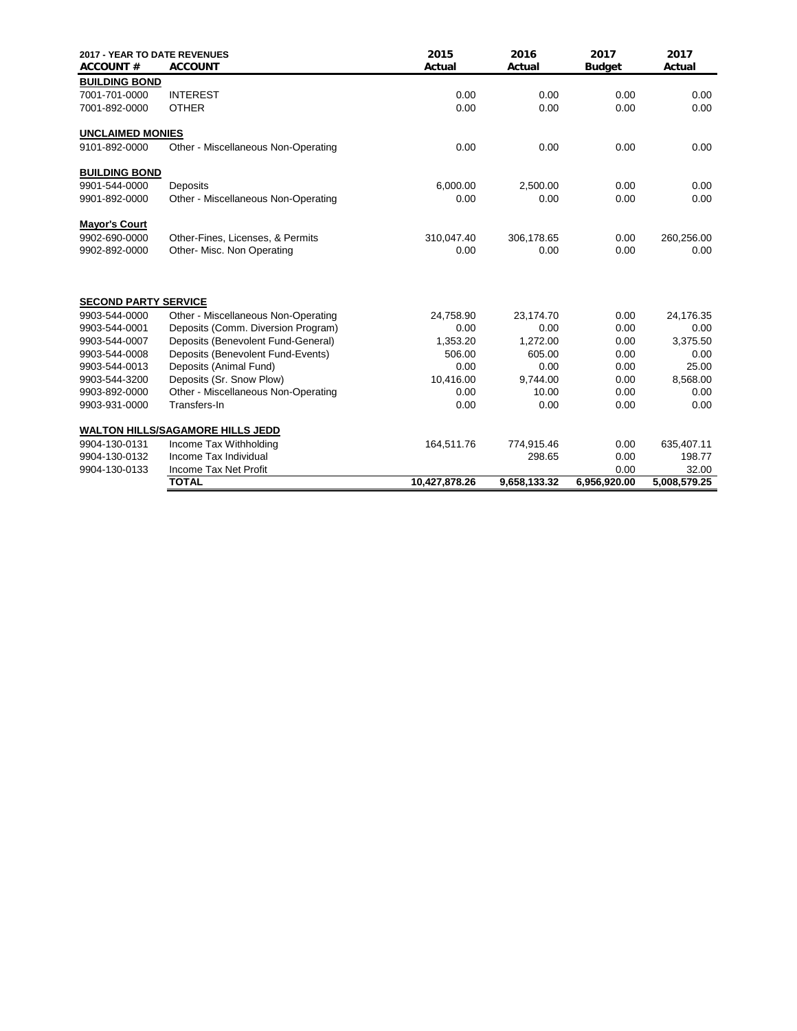| 2017 - YEAR TO DATE REVENUES<br>ACCOUNT # | ACCOUNT | 2015<br>Actual | 2016<br>Actual | 2017<br>Budget | 2017<br>Actual |
|---|---|---|---|---|---|
| **BUILDING BOND** | | | | | |
| 7001-701-0000 | INTEREST | 0.00 | 0.00 | 0.00 | 0.00 |
| 7001-892-0000 | OTHER | 0.00 | 0.00 | 0.00 | 0.00 |
| **UNCLAIMED MONIES** | | | | | |
| 9101-892-0000 | Other - Miscellaneous Non-Operating | 0.00 | 0.00 | 0.00 | 0.00 |
| **BUILDING BOND** | | | | | |
| 9901-544-0000 | Deposits | 6,000.00 | 2,500.00 | 0.00 | 0.00 |
| 9901-892-0000 | Other - Miscellaneous Non-Operating | 0.00 | 0.00 | 0.00 | 0.00 |
| **Mayor's Court** | | | | | |
| 9902-690-0000 | Other-Fines, Licenses, & Permits | 310,047.40 | 306,178.65 | 0.00 | 260,256.00 |
| 9902-892-0000 | Other- Misc. Non Operating | 0.00 | 0.00 | 0.00 | 0.00 |
| **SECOND PARTY SERVICE** | | | | | |
| 9903-544-0000 | Other - Miscellaneous Non-Operating | 24,758.90 | 23,174.70 | 0.00 | 24,176.35 |
| 9903-544-0001 | Deposits (Comm. Diversion Program) | 0.00 | 0.00 | 0.00 | 0.00 |
| 9903-544-0007 | Deposits (Benevolent Fund-General) | 1,353.20 | 1,272.00 | 0.00 | 3,375.50 |
| 9903-544-0008 | Deposits (Benevolent Fund-Events) | 506.00 | 605.00 | 0.00 | 0.00 |
| 9903-544-0013 | Deposits (Animal Fund) | 0.00 | 0.00 | 0.00 | 25.00 |
| 9903-544-3200 | Deposits (Sr. Snow Plow) | 10,416.00 | 9,744.00 | 0.00 | 8,568.00 |
| 9903-892-0000 | Other - Miscellaneous Non-Operating | 0.00 | 10.00 | 0.00 | 0.00 |
| 9903-931-0000 | Transfers-In | 0.00 | 0.00 | 0.00 | 0.00 |
| **WALTON HILLS/SAGAMORE HILLS JEDD** | | | | | |
| 9904-130-0131 | Income Tax Withholding | 164,511.76 | 774,915.46 | 0.00 | 635,407.11 |
| 9904-130-0132 | Income Tax Individual | | 298.65 | 0.00 | 198.77 |
| 9904-130-0133 | Income Tax Net Profit | | | 0.00 | 32.00 |
| | **TOTAL** | **10,427,878.26** | **9,658,133.32** | **6,956,920.00** | **5,008,579.25** |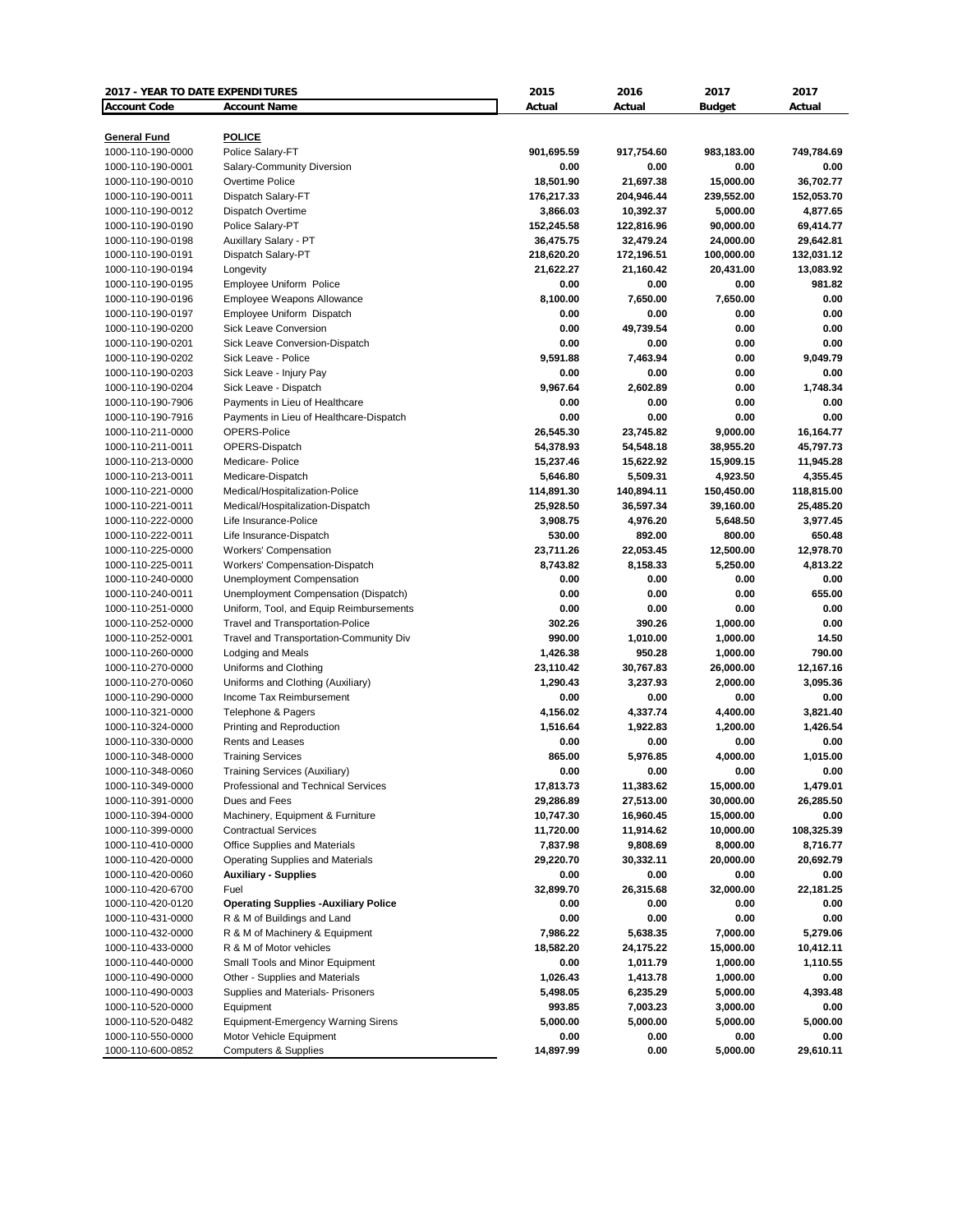| 2017 - YEAR TO DATE EXPENDITURES | | 2015 | 2016 | 2017 | 2017 |
|---|---|---|---|---|---|
| **Account Code** | **Account Name** | **Actual** | **Actual** | **Budget** | **Actual** |
| | | | | | |
| **General Fund** | **POLICE** | | | | |
| 1000-110-190-0000 | Police Salary-FT | **901,695.59** | **917,754.60** | **983,183.00** | **749,784.69** |
| 1000-110-190-0001 | Salary-Community Diversion | **0.00** | **0.00** | **0.00** | **0.00** |
| 1000-110-190-0010 | Overtime Police | **18,501.90** | **21,697.38** | **15,000.00** | **36,702.77** |
| 1000-110-190-0011 | Dispatch Salary-FT | **176,217.33** | **204,946.44** | **239,552.00** | **152,053.70** |
| 1000-110-190-0012 | Dispatch Overtime | **3,866.03** | **10,392.37** | **5,000.00** | **4,877.65** |
| 1000-110-190-0190 | Police Salary-PT | **152,245.58** | **122,816.96** | **90,000.00** | **69,414.77** |
| 1000-110-190-0198 | Auxillary Salary - PT | **36,475.75** | **32,479.24** | **24,000.00** | **29,642.81** |
| 1000-110-190-0191 | Dispatch Salary-PT | **218,620.20** | **172,196.51** | **100,000.00** | **132,031.12** |
| 1000-110-190-0194 | Longevity | **21,622.27** | **21,160.42** | **20,431.00** | **13,083.92** |
| 1000-110-190-0195 | Employee Uniform Police | **0.00** | **0.00** | **0.00** | **981.82** |
| 1000-110-190-0196 | Employee Weapons Allowance | **8,100.00** | **7,650.00** | **7,650.00** | **0.00** |
| 1000-110-190-0197 | Employee Uniform Dispatch | **0.00** | **0.00** | **0.00** | **0.00** |
| 1000-110-190-0200 | Sick Leave Conversion | **0.00** | **49,739.54** | **0.00** | **0.00** |
| 1000-110-190-0201 | Sick Leave Conversion-Dispatch | **0.00** | **0.00** | **0.00** | **0.00** |
| 1000-110-190-0202 | Sick Leave - Police | **9,591.88** | **7,463.94** | **0.00** | **9,049.79** |
| 1000-110-190-0203 | Sick Leave - Injury Pay | **0.00** | **0.00** | **0.00** | **0.00** |
| 1000-110-190-0204 | Sick Leave - Dispatch | **9,967.64** | **2,602.89** | **0.00** | **1,748.34** |
| 1000-110-190-7906 | Payments in Lieu of Healthcare | **0.00** | **0.00** | **0.00** | **0.00** |
| 1000-110-190-7916 | Payments in Lieu of Healthcare-Dispatch | **0.00** | **0.00** | **0.00** | **0.00** |
| 1000-110-211-0000 | OPERS-Police | **26,545.30** | **23,745.82** | **9,000.00** | **16,164.77** |
| 1000-110-211-0011 | OPERS-Dispatch | **54,378.93** | **54,548.18** | **38,955.20** | **45,797.73** |
| 1000-110-213-0000 | Medicare- Police | **15,237.46** | **15,622.92** | **15,909.15** | **11,945.28** |
| 1000-110-213-0011 | Medicare-Dispatch | **5,646.80** | **5,509.31** | **4,923.50** | **4,355.45** |
| 1000-110-221-0000 | Medical/Hospitalization-Police | **114,891.30** | **140,894.11** | **150,450.00** | **118,815.00** |
| 1000-110-221-0011 | Medical/Hospitalization-Dispatch | **25,928.50** | **36,597.34** | **39,160.00** | **25,485.20** |
| 1000-110-222-0000 | Life Insurance-Police | **3,908.75** | **4,976.20** | **5,648.50** | **3,977.45** |
| 1000-110-222-0011 | Life Insurance-Dispatch | **530.00** | **892.00** | **800.00** | **650.48** |
| 1000-110-225-0000 | Workers' Compensation | **23,711.26** | **22,053.45** | **12,500.00** | **12,978.70** |
| 1000-110-225-0011 | Workers' Compensation-Dispatch | **8,743.82** | **8,158.33** | **5,250.00** | **4,813.22** |
| 1000-110-240-0000 | Unemployment Compensation | **0.00** | **0.00** | **0.00** | **0.00** |
| 1000-110-240-0011 | Unemployment Compensation (Dispatch) | **0.00** | **0.00** | **0.00** | **655.00** |
| 1000-110-251-0000 | Uniform, Tool, and Equip Reimbursements | **0.00** | **0.00** | **0.00** | **0.00** |
| 1000-110-252-0000 | Travel and Transportation-Police | **302.26** | **390.26** | **1,000.00** | **0.00** |
| 1000-110-252-0001 | Travel and Transportation-Community Div | **990.00** | **1,010.00** | **1,000.00** | **14.50** |
| 1000-110-260-0000 | Lodging and Meals | **1,426.38** | **950.28** | **1,000.00** | **790.00** |
| 1000-110-270-0000 | Uniforms and Clothing | **23,110.42** | **30,767.83** | **26,000.00** | **12,167.16** |
| 1000-110-270-0060 | Uniforms and Clothing (Auxiliary) | **1,290.43** | **3,237.93** | **2,000.00** | **3,095.36** |
| 1000-110-290-0000 | Income Tax Reimbursement | **0.00** | **0.00** | **0.00** | **0.00** |
| 1000-110-321-0000 | Telephone & Pagers | **4,156.02** | **4,337.74** | **4,400.00** | **3,821.40** |
| 1000-110-324-0000 | Printing and Reproduction | **1,516.64** | **1,922.83** | **1,200.00** | **1,426.54** |
| 1000-110-330-0000 | Rents and Leases | **0.00** | **0.00** | **0.00** | **0.00** |
| 1000-110-348-0000 | Training Services | **865.00** | **5,976.85** | **4,000.00** | **1,015.00** |
| 1000-110-348-0060 | Training Services (Auxiliary) | **0.00** | **0.00** | **0.00** | **0.00** |
| 1000-110-349-0000 | Professional and Technical Services | **17,813.73** | **11,383.62** | **15,000.00** | **1,479.01** |
| 1000-110-391-0000 | Dues and Fees | **29,286.89** | **27,513.00** | **30,000.00** | **26,285.50** |
| 1000-110-394-0000 | Machinery, Equipment & Furniture | **10,747.30** | **16,960.45** | **15,000.00** | **0.00** |
| 1000-110-399-0000 | Contractual Services | **11,720.00** | **11,914.62** | **10,000.00** | **108,325.39** |
| 1000-110-410-0000 | Office Supplies and Materials | **7,837.98** | **9,808.69** | **8,000.00** | **8,716.77** |
| 1000-110-420-0000 | Operating Supplies and Materials | **29,220.70** | **30,332.11** | **20,000.00** | **20,692.79** |
| 1000-110-420-0060 | **Auxiliary - Supplies** | **0.00** | **0.00** | **0.00** | **0.00** |
| 1000-110-420-6700 | Fuel | **32,899.70** | **26,315.68** | **32,000.00** | **22,181.25** |
| 1000-110-420-0120 | **Operating Supplies -Auxiliary Police** | **0.00** | **0.00** | **0.00** | **0.00** |
| 1000-110-431-0000 | R & M of Buildings and Land | **0.00** | **0.00** | **0.00** | **0.00** |
| 1000-110-432-0000 | R & M of Machinery & Equipment | **7,986.22** | **5,638.35** | **7,000.00** | **5,279.06** |
| 1000-110-433-0000 | R & M of Motor vehicles | **18,582.20** | **24,175.22** | **15,000.00** | **10,412.11** |
| 1000-110-440-0000 | Small Tools and Minor Equipment | **0.00** | **1,011.79** | **1,000.00** | **1,110.55** |
| 1000-110-490-0000 | Other - Supplies and Materials | **1,026.43** | **1,413.78** | **1,000.00** | **0.00** |
| 1000-110-490-0003 | Supplies and Materials- Prisoners | **5,498.05** | **6,235.29** | **5,000.00** | **4,393.48** |
| 1000-110-520-0000 | Equipment | **993.85** | **7,003.23** | **3,000.00** | **0.00** |
| 1000-110-520-0482 | Equipment-Emergency Warning Sirens | **5,000.00** | **5,000.00** | **5,000.00** | **5,000.00** |
| 1000-110-550-0000 | Motor Vehicle Equipment | **0.00** | **0.00** | **0.00** | **0.00** |
| 1000-110-600-0852 | Computers & Supplies | **14,897.99** | **0.00** | **5,000.00** | **29,610.11** |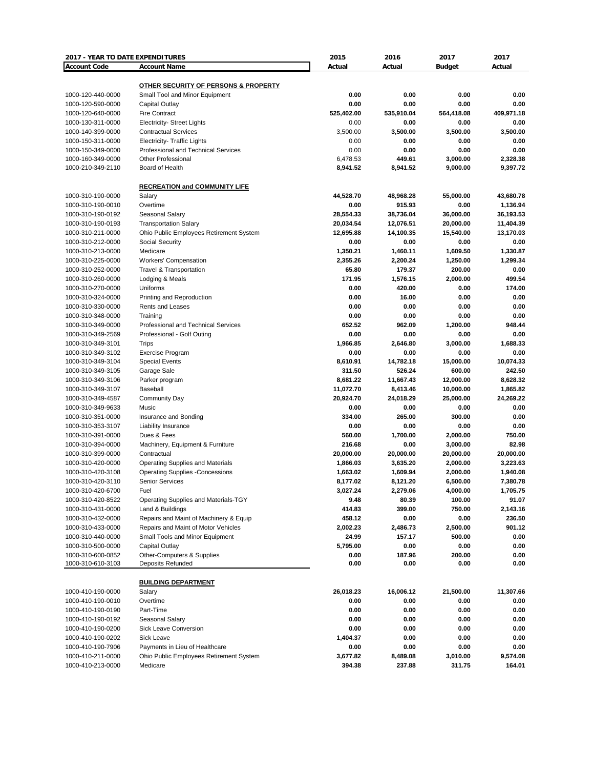| 2017 - YEAR TO DATE EXPENDITURES | | 2015 | 2016 | 2017 | 2017 |
|---|---|---|---|---|---|
| **Account Code** | **Account Name** | **Actual** | **Actual** | **Budget** | **Actual** |
| | **OTHER SECURITY OF PERSONS & PROPERTY** | | | | |
| 1000-120-440-0000 | Small Tool and Minor Equipment | 0.00 | 0.00 | 0.00 | 0.00 |
| 1000-120-590-0000 | Capital Outlay | 0.00 | 0.00 | 0.00 | 0.00 |
| 1000-120-640-0000 | Fire Contract | 525,402.00 | 535,910.04 | 564,418.08 | 409,971.18 |
| 1000-130-311-0000 | Electricity- Street Lights | 0.00 | 0.00 | 0.00 | 0.00 |
| 1000-140-399-0000 | Contractual Services | 3,500.00 | 3,500.00 | 3,500.00 | 3,500.00 |
| 1000-150-311-0000 | Electricity- Traffic Lights | 0.00 | 0.00 | 0.00 | 0.00 |
| 1000-150-349-0000 | Professional and Technical Services | 0.00 | 0.00 | 0.00 | 0.00 |
| 1000-160-349-0000 | Other Professional | 6,478.53 | 449.61 | 3,000.00 | 2,328.38 |
| 1000-210-349-2110 | Board of Health | 8,941.52 | 8,941.52 | 9,000.00 | 9,397.72 |
| | **RECREATION and COMMUNITY LIFE** | | | | |
| 1000-310-190-0000 | Salary | 44,528.70 | 48,968.28 | 55,000.00 | 43,680.78 |
| 1000-310-190-0010 | Overtime | 0.00 | 915.93 | 0.00 | 1,136.94 |
| 1000-310-190-0192 | Seasonal Salary | 28,554.33 | 38,736.04 | 36,000.00 | 36,193.53 |
| 1000-310-190-0193 | Transportation Salary | 20,034.54 | 12,076.51 | 20,000.00 | 11,404.39 |
| 1000-310-211-0000 | Ohio Public Employees Retirement System | 12,695.88 | 14,100.35 | 15,540.00 | 13,170.03 |
| 1000-310-212-0000 | Social Security | 0.00 | 0.00 | 0.00 | 0.00 |
| 1000-310-213-0000 | Medicare | 1,350.21 | 1,460.11 | 1,609.50 | 1,330.87 |
| 1000-310-225-0000 | Workers' Compensation | 2,355.26 | 2,200.24 | 1,250.00 | 1,299.34 |
| 1000-310-252-0000 | Travel & Transportation | 65.80 | 179.37 | 200.00 | 0.00 |
| 1000-310-260-0000 | Lodging & Meals | 171.95 | 1,576.15 | 2,000.00 | 499.54 |
| 1000-310-270-0000 | Uniforms | 0.00 | 420.00 | 0.00 | 174.00 |
| 1000-310-324-0000 | Printing and Reproduction | 0.00 | 16.00 | 0.00 | 0.00 |
| 1000-310-330-0000 | Rents and Leases | 0.00 | 0.00 | 0.00 | 0.00 |
| 1000-310-348-0000 | Training | 0.00 | 0.00 | 0.00 | 0.00 |
| 1000-310-349-0000 | Professional and Technical Services | 652.52 | 962.09 | 1,200.00 | 948.44 |
| 1000-310-349-2569 | Professional - Golf Outing | 0.00 | 0.00 | 0.00 | 0.00 |
| 1000-310-349-3101 | Trips | 1,966.85 | 2,646.80 | 3,000.00 | 1,688.33 |
| 1000-310-349-3102 | Exercise Program | 0.00 | 0.00 | 0.00 | 0.00 |
| 1000-310-349-3104 | Special Events | 8,610.91 | 14,782.18 | 15,000.00 | 10,074.33 |
| 1000-310-349-3105 | Garage Sale | 311.50 | 526.24 | 600.00 | 242.50 |
| 1000-310-349-3106 | Parker program | 8,681.22 | 11,667.43 | 12,000.00 | 8,628.32 |
| 1000-310-349-3107 | Baseball | 11,072.70 | 8,413.46 | 10,000.00 | 1,865.82 |
| 1000-310-349-4587 | Community Day | 20,924.70 | 24,018.29 | 25,000.00 | 24,269.22 |
| 1000-310-349-9633 | Music | 0.00 | 0.00 | 0.00 | 0.00 |
| 1000-310-351-0000 | Insurance and Bonding | 334.00 | 265.00 | 300.00 | 0.00 |
| 1000-310-353-3107 | Liability Insurance | 0.00 | 0.00 | 0.00 | 0.00 |
| 1000-310-391-0000 | Dues & Fees | 560.00 | 1,700.00 | 2,000.00 | 750.00 |
| 1000-310-394-0000 | Machinery, Equipment & Furniture | 216.68 | 0.00 | 3,000.00 | 82.98 |
| 1000-310-399-0000 | Contractual | 20,000.00 | 20,000.00 | 20,000.00 | 20,000.00 |
| 1000-310-420-0000 | Operating Supplies and Materials | 1,866.03 | 3,635.20 | 2,000.00 | 3,223.63 |
| 1000-310-420-3108 | Operating Supplies -Concessions | 1,663.02 | 1,609.94 | 2,000.00 | 1,940.08 |
| 1000-310-420-3110 | Senior Services | 8,177.02 | 8,121.20 | 6,500.00 | 7,380.78 |
| 1000-310-420-6700 | Fuel | 3,027.24 | 2,279.06 | 4,000.00 | 1,705.75 |
| 1000-310-420-8522 | Operating Supplies and Materials-TGY | 9.48 | 80.39 | 100.00 | 91.07 |
| 1000-310-431-0000 | Land & Buildings | 414.83 | 399.00 | 750.00 | 2,143.16 |
| 1000-310-432-0000 | Repairs and Maint of Machinery & Equip | 458.12 | 0.00 | 0.00 | 236.50 |
| 1000-310-433-0000 | Repairs and Maint of Motor Vehicles | 2,002.23 | 2,486.73 | 2,500.00 | 901.12 |
| 1000-310-440-0000 | Small Tools and Minor Equipment | 24.99 | 157.17 | 500.00 | 0.00 |
| 1000-310-500-0000 | Capital Outlay | 5,795.00 | 0.00 | 0.00 | 0.00 |
| 1000-310-600-0852 | Other-Computers & Supplies | 0.00 | 187.96 | 200.00 | 0.00 |
| 1000-310-610-3103 | Deposits Refunded | 0.00 | 0.00 | 0.00 | 0.00 |
| | **BUILDING DEPARTMENT** | | | | |
| 1000-410-190-0000 | Salary | 26,018.23 | 16,006.12 | 21,500.00 | 11,307.66 |
| 1000-410-190-0010 | Overtime | 0.00 | 0.00 | 0.00 | 0.00 |
| 1000-410-190-0190 | Part-Time | 0.00 | 0.00 | 0.00 | 0.00 |
| 1000-410-190-0192 | Seasonal Salary | 0.00 | 0.00 | 0.00 | 0.00 |
| 1000-410-190-0200 | Sick Leave Conversion | 0.00 | 0.00 | 0.00 | 0.00 |
| 1000-410-190-0202 | Sick Leave | 1,404.37 | 0.00 | 0.00 | 0.00 |
| 1000-410-190-7906 | Payments in Lieu of Healthcare | 0.00 | 0.00 | 0.00 | 0.00 |
| 1000-410-211-0000 | Ohio Public Employees Retirement System | 3,677.82 | 8,489.08 | 3,010.00 | 9,574.08 |
| 1000-410-213-0000 | Medicare | 394.38 | 237.88 | 311.75 | 164.01 |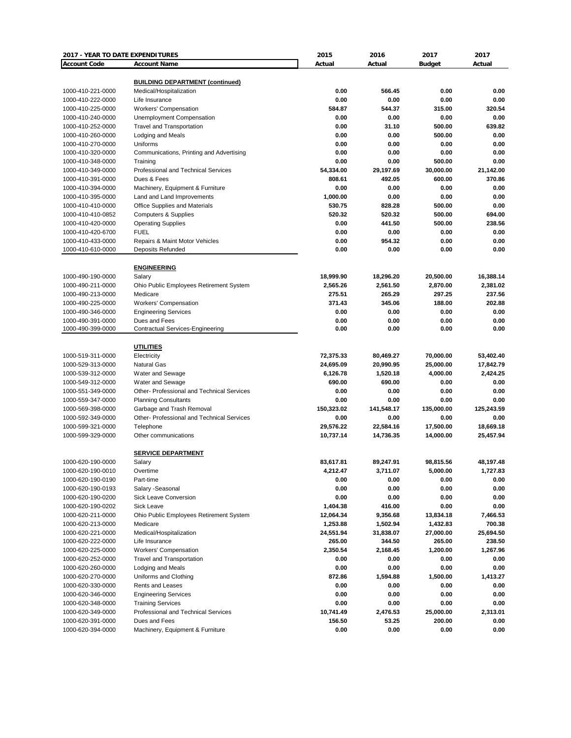| 2017 - YEAR TO DATE EXPENDITURES | | 2015 | 2016 | 2017 | 2017 |
|---|---|---|---|---|---|
| **Account Code** | **Account Name** | **Actual** | **Actual** | **Budget** | **Actual** |
| | **BUILDING DEPARTMENT (continued)** | | | | |
| 1000-410-221-0000 | Medical/Hospitalization | 0.00 | 566.45 | 0.00 | 0.00 |
| 1000-410-222-0000 | Life Insurance | 0.00 | 0.00 | 0.00 | 0.00 |
| 1000-410-225-0000 | Workers' Compensation | 584.87 | 544.37 | 315.00 | 320.54 |
| 1000-410-240-0000 | Unemployment Compensation | 0.00 | 0.00 | 0.00 | 0.00 |
| 1000-410-252-0000 | Travel and Transportation | 0.00 | 31.10 | 500.00 | 639.82 |
| 1000-410-260-0000 | Lodging and Meals | 0.00 | 0.00 | 500.00 | 0.00 |
| 1000-410-270-0000 | Uniforms | 0.00 | 0.00 | 0.00 | 0.00 |
| 1000-410-320-0000 | Communications, Printing and Advertising | 0.00 | 0.00 | 0.00 | 0.00 |
| 1000-410-348-0000 | Training | 0.00 | 0.00 | 500.00 | 0.00 |
| 1000-410-349-0000 | Professional and Technical Services | 54,334.00 | 29,197.69 | 30,000.00 | 21,142.00 |
| 1000-410-391-0000 | Dues & Fees | 808.61 | 492.05 | 600.00 | 370.86 |
| 1000-410-394-0000 | Machinery, Equipment & Furniture | 0.00 | 0.00 | 0.00 | 0.00 |
| 1000-410-395-0000 | Land and Land Improvements | 1,000.00 | 0.00 | 0.00 | 0.00 |
| 1000-410-410-0000 | Office Supplies and Materials | 530.75 | 828.28 | 500.00 | 0.00 |
| 1000-410-410-0852 | Computers & Supplies | 520.32 | 520.32 | 500.00 | 694.00 |
| 1000-410-420-0000 | Operating Supplies | 0.00 | 441.50 | 500.00 | 238.56 |
| 1000-410-420-6700 | FUEL | 0.00 | 0.00 | 0.00 | 0.00 |
| 1000-410-433-0000 | Repairs & Maint Motor Vehicles | 0.00 | 954.32 | 0.00 | 0.00 |
| 1000-410-610-0000 | Deposits Refunded | 0.00 | 0.00 | 0.00 | 0.00 |
| | **ENGINEERING** | | | | |
| 1000-490-190-0000 | Salary | 18,999.90 | 18,296.20 | 20,500.00 | 16,388.14 |
| 1000-490-211-0000 | Ohio Public Employees Retirement System | 2,565.26 | 2,561.50 | 2,870.00 | 2,381.02 |
| 1000-490-213-0000 | Medicare | 275.51 | 265.29 | 297.25 | 237.56 |
| 1000-490-225-0000 | Workers' Compensation | 371.43 | 345.06 | 188.00 | 202.88 |
| 1000-490-346-0000 | Engineering Services | 0.00 | 0.00 | 0.00 | 0.00 |
| 1000-490-391-0000 | Dues and Fees | 0.00 | 0.00 | 0.00 | 0.00 |
| 1000-490-399-0000 | Contractual Services-Engineering | 0.00 | 0.00 | 0.00 | 0.00 |
| | **UTILITIES** | | | | |
| 1000-519-311-0000 | Electricity | 72,375.33 | 80,469.27 | 70,000.00 | 53,402.40 |
| 1000-529-313-0000 | Natural Gas | 24,695.09 | 20,990.95 | 25,000.00 | 17,842.79 |
| 1000-539-312-0000 | Water and Sewage | 6,126.78 | 1,520.18 | 4,000.00 | 2,424.25 |
| 1000-549-312-0000 | Water and Sewage | 690.00 | 690.00 | 0.00 | 0.00 |
| 1000-551-349-0000 | Other- Professional and Technical Services | 0.00 | 0.00 | 0.00 | 0.00 |
| 1000-559-347-0000 | Planning Consultants | 0.00 | 0.00 | 0.00 | 0.00 |
| 1000-569-398-0000 | Garbage and Trash Removal | 150,323.02 | 141,548.17 | 135,000.00 | 125,243.59 |
| 1000-592-349-0000 | Other- Professional and Technical Services | 0.00 | 0.00 | 0.00 | 0.00 |
| 1000-599-321-0000 | Telephone | 29,576.22 | 22,584.16 | 17,500.00 | 18,669.18 |
| 1000-599-329-0000 | Other communications | 10,737.14 | 14,736.35 | 14,000.00 | 25,457.94 |
| | **SERVICE DEPARTMENT** | | | | |
| 1000-620-190-0000 | Salary | 83,617.81 | 89,247.91 | 98,815.56 | 48,197.48 |
| 1000-620-190-0010 | Overtime | 4,212.47 | 3,711.07 | 5,000.00 | 1,727.83 |
| 1000-620-190-0190 | Part-time | 0.00 | 0.00 | 0.00 | 0.00 |
| 1000-620-190-0193 | Salary -Seasonal | 0.00 | 0.00 | 0.00 | 0.00 |
| 1000-620-190-0200 | Sick Leave Conversion | 0.00 | 0.00 | 0.00 | 0.00 |
| 1000-620-190-0202 | Sick Leave | 1,404.38 | 416.00 | 0.00 | 0.00 |
| 1000-620-211-0000 | Ohio Public Employees Retirement System | 12,064.34 | 9,356.68 | 13,834.18 | 7,466.53 |
| 1000-620-213-0000 | Medicare | 1,253.88 | 1,502.94 | 1,432.83 | 700.38 |
| 1000-620-221-0000 | Medical/Hospitalization | 24,551.94 | 31,838.07 | 27,000.00 | 25,694.50 |
| 1000-620-222-0000 | Life Insurance | 265.00 | 344.50 | 265.00 | 238.50 |
| 1000-620-225-0000 | Workers' Compensation | 2,350.54 | 2,168.45 | 1,200.00 | 1,267.96 |
| 1000-620-252-0000 | Travel and Transportation | 0.00 | 0.00 | 0.00 | 0.00 |
| 1000-620-260-0000 | Lodging and Meals | 0.00 | 0.00 | 0.00 | 0.00 |
| 1000-620-270-0000 | Uniforms and Clothing | 872.86 | 1,594.88 | 1,500.00 | 1,413.27 |
| 1000-620-330-0000 | Rents and Leases | 0.00 | 0.00 | 0.00 | 0.00 |
| 1000-620-346-0000 | Engineering Services | 0.00 | 0.00 | 0.00 | 0.00 |
| 1000-620-348-0000 | Training Services | 0.00 | 0.00 | 0.00 | 0.00 |
| 1000-620-349-0000 | Professional and Technical Services | 10,741.49 | 2,476.53 | 25,000.00 | 2,313.01 |
| 1000-620-391-0000 | Dues and Fees | 156.50 | 53.25 | 200.00 | 0.00 |
| 1000-620-394-0000 | Machinery, Equipment & Furniture | 0.00 | 0.00 | 0.00 | 0.00 |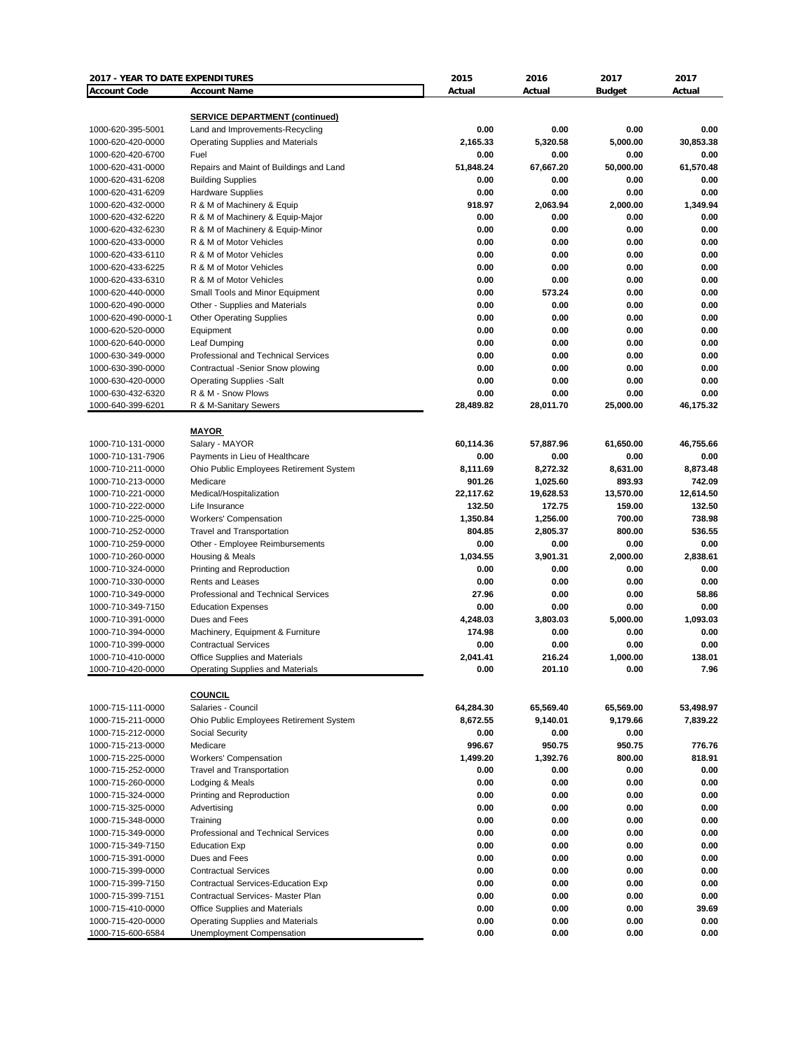| 2017 - YEAR TO DATE EXPENDITURES | | 2015 | 2016 | 2017 | 2017 |
|---|---|---|---|---|---|
| **Account Code** | **Account Name** | **Actual** | **Actual** | **Budget** | **Actual** |
| | **SERVICE DEPARTMENT (continued)** | | | | |
| 1000-620-395-5001 | Land and Improvements-Recycling | 0.00 | 0.00 | 0.00 | 0.00 |
| 1000-620-420-0000 | Operating Supplies and Materials | 2,165.33 | 5,320.58 | 5,000.00 | 30,853.38 |
| 1000-620-420-6700 | Fuel | 0.00 | 0.00 | 0.00 | 0.00 |
| 1000-620-431-0000 | Repairs and Maint of Buildings and Land | 51,848.24 | 67,667.20 | 50,000.00 | 61,570.48 |
| 1000-620-431-6208 | Building Supplies | 0.00 | 0.00 | 0.00 | 0.00 |
| 1000-620-431-6209 | Hardware Supplies | 0.00 | 0.00 | 0.00 | 0.00 |
| 1000-620-432-0000 | R & M of Machinery & Equip | 918.97 | 2,063.94 | 2,000.00 | 1,349.94 |
| 1000-620-432-6220 | R & M of Machinery & Equip-Major | 0.00 | 0.00 | 0.00 | 0.00 |
| 1000-620-432-6230 | R & M of Machinery & Equip-Minor | 0.00 | 0.00 | 0.00 | 0.00 |
| 1000-620-433-0000 | R & M of Motor Vehicles | 0.00 | 0.00 | 0.00 | 0.00 |
| 1000-620-433-6110 | R & M of Motor Vehicles | 0.00 | 0.00 | 0.00 | 0.00 |
| 1000-620-433-6225 | R & M of Motor Vehicles | 0.00 | 0.00 | 0.00 | 0.00 |
| 1000-620-433-6310 | R & M of Motor Vehicles | 0.00 | 0.00 | 0.00 | 0.00 |
| 1000-620-440-0000 | Small Tools and Minor Equipment | 0.00 | 573.24 | 0.00 | 0.00 |
| 1000-620-490-0000 | Other - Supplies and Materials | 0.00 | 0.00 | 0.00 | 0.00 |
| 1000-620-490-0000-1 | Other Operating Supplies | 0.00 | 0.00 | 0.00 | 0.00 |
| 1000-620-520-0000 | Equipment | 0.00 | 0.00 | 0.00 | 0.00 |
| 1000-620-640-0000 | Leaf Dumping | 0.00 | 0.00 | 0.00 | 0.00 |
| 1000-630-349-0000 | Professional and Technical Services | 0.00 | 0.00 | 0.00 | 0.00 |
| 1000-630-390-0000 | Contractual -Senior Snow plowing | 0.00 | 0.00 | 0.00 | 0.00 |
| 1000-630-420-0000 | Operating Supplies -Salt | 0.00 | 0.00 | 0.00 | 0.00 |
| 1000-630-432-6320 | R & M - Snow Plows | 0.00 | 0.00 | 0.00 | 0.00 |
| 1000-640-399-6201 | R & M-Sanitary Sewers | 28,489.82 | 28,011.70 | 25,000.00 | 46,175.32 |
| | **MAYOR** | | | | |
| 1000-710-131-0000 | Salary - MAYOR | 60,114.36 | 57,887.96 | 61,650.00 | 46,755.66 |
| 1000-710-131-7906 | Payments in Lieu of Healthcare | 0.00 | 0.00 | 0.00 | 0.00 |
| 1000-710-211-0000 | Ohio Public Employees Retirement System | 8,111.69 | 8,272.32 | 8,631.00 | 8,873.48 |
| 1000-710-213-0000 | Medicare | 901.26 | 1,025.60 | 893.93 | 742.09 |
| 1000-710-221-0000 | Medical/Hospitalization | 22,117.62 | 19,628.53 | 13,570.00 | 12,614.50 |
| 1000-710-222-0000 | Life Insurance | 132.50 | 172.75 | 159.00 | 132.50 |
| 1000-710-225-0000 | Workers' Compensation | 1,350.84 | 1,256.00 | 700.00 | 738.98 |
| 1000-710-252-0000 | Travel and Transportation | 804.85 | 2,805.37 | 800.00 | 536.55 |
| 1000-710-259-0000 | Other - Employee Reimbursements | 0.00 | 0.00 | 0.00 | 0.00 |
| 1000-710-260-0000 | Housing & Meals | 1,034.55 | 3,901.31 | 2,000.00 | 2,838.61 |
| 1000-710-324-0000 | Printing and Reproduction | 0.00 | 0.00 | 0.00 | 0.00 |
| 1000-710-330-0000 | Rents and Leases | 0.00 | 0.00 | 0.00 | 0.00 |
| 1000-710-349-0000 | Professional and Technical Services | 27.96 | 0.00 | 0.00 | 58.86 |
| 1000-710-349-7150 | Education Expenses | 0.00 | 0.00 | 0.00 | 0.00 |
| 1000-710-391-0000 | Dues and Fees | 4,248.03 | 3,803.03 | 5,000.00 | 1,093.03 |
| 1000-710-394-0000 | Machinery, Equipment & Furniture | 174.98 | 0.00 | 0.00 | 0.00 |
| 1000-710-399-0000 | Contractual Services | 0.00 | 0.00 | 0.00 | 0.00 |
| 1000-710-410-0000 | Office Supplies and Materials | 2,041.41 | 216.24 | 1,000.00 | 138.01 |
| 1000-710-420-0000 | Operating Supplies and Materials | 0.00 | 201.10 | 0.00 | 7.96 |
| | **COUNCIL** | | | | |
| 1000-715-111-0000 | Salaries - Council | 64,284.30 | 65,569.40 | 65,569.00 | 53,498.97 |
| 1000-715-211-0000 | Ohio Public Employees Retirement System | 8,672.55 | 9,140.01 | 9,179.66 | 7,839.22 |
| 1000-715-212-0000 | Social Security | 0.00 | 0.00 | 0.00 | |
| 1000-715-213-0000 | Medicare | 996.67 | 950.75 | 950.75 | 776.76 |
| 1000-715-225-0000 | Workers' Compensation | 1,499.20 | 1,392.76 | 800.00 | 818.91 |
| 1000-715-252-0000 | Travel and Transportation | 0.00 | 0.00 | 0.00 | 0.00 |
| 1000-715-260-0000 | Lodging & Meals | 0.00 | 0.00 | 0.00 | 0.00 |
| 1000-715-324-0000 | Printing and Reproduction | 0.00 | 0.00 | 0.00 | 0.00 |
| 1000-715-325-0000 | Advertising | 0.00 | 0.00 | 0.00 | 0.00 |
| 1000-715-348-0000 | Training | 0.00 | 0.00 | 0.00 | 0.00 |
| 1000-715-349-0000 | Professional and Technical Services | 0.00 | 0.00 | 0.00 | 0.00 |
| 1000-715-349-7150 | Education Exp | 0.00 | 0.00 | 0.00 | 0.00 |
| 1000-715-391-0000 | Dues and Fees | 0.00 | 0.00 | 0.00 | 0.00 |
| 1000-715-399-0000 | Contractual Services | 0.00 | 0.00 | 0.00 | 0.00 |
| 1000-715-399-7150 | Contractual Services-Education Exp | 0.00 | 0.00 | 0.00 | 0.00 |
| 1000-715-399-7151 | Contractual Services- Master Plan | 0.00 | 0.00 | 0.00 | 0.00 |
| 1000-715-410-0000 | Office Supplies and Materials | 0.00 | 0.00 | 0.00 | 39.69 |
| 1000-715-420-0000 | Operating Supplies and Materials | 0.00 | 0.00 | 0.00 | 0.00 |
| 1000-715-600-6584 | Unemployment Compensation | 0.00 | 0.00 | 0.00 | 0.00 |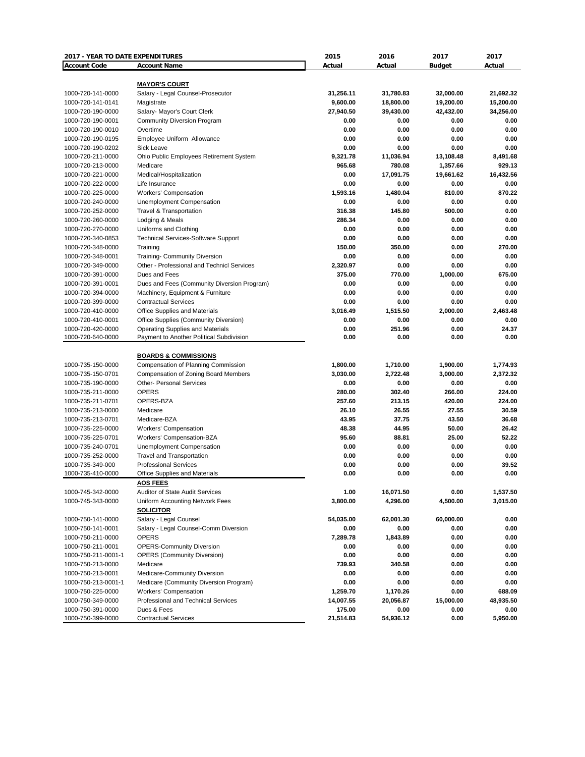| 2017 - YEAR TO DATE EXPENDITURES | | 2015 | 2016 | 2017 | 2017 |
|---|---|---|---|---|---|
| **Account Code** | **Account Name** | **Actual** | **Actual** | **Budget** | **Actual** |
| | **MAYOR'S COURT** | | | | |
| 1000-720-141-0000 | Salary - Legal Counsel-Prosecutor | 31,256.11 | 31,780.83 | 32,000.00 | 21,692.32 |
| 1000-720-141-0141 | Magistrate | 9,600.00 | 18,800.00 | 19,200.00 | 15,200.00 |
| 1000-720-190-0000 | Salary- Mayor's Court Clerk | 27,940.50 | 39,430.00 | 42,432.00 | 34,256.00 |
| 1000-720-190-0001 | Community Diversion Program | 0.00 | 0.00 | 0.00 | 0.00 |
| 1000-720-190-0010 | Overtime | 0.00 | 0.00 | 0.00 | 0.00 |
| 1000-720-190-0195 | Employee Uniform Allowance | 0.00 | 0.00 | 0.00 | 0.00 |
| 1000-720-190-0202 | Sick Leave | 0.00 | 0.00 | 0.00 | 0.00 |
| 1000-720-211-0000 | Ohio Public Employees Retirement System | 9,321.78 | 11,036.94 | 13,108.48 | 8,491.68 |
| 1000-720-213-0000 | Medicare | 965.68 | 780.08 | 1,357.66 | 929.13 |
| 1000-720-221-0000 | Medical/Hospitalization | 0.00 | 17,091.75 | 19,661.62 | 16,432.56 |
| 1000-720-222-0000 | Life Insurance | 0.00 | 0.00 | 0.00 | 0.00 |
| 1000-720-225-0000 | Workers' Compensation | 1,593.16 | 1,480.04 | 810.00 | 870.22 |
| 1000-720-240-0000 | Unemployment Compensation | 0.00 | 0.00 | 0.00 | 0.00 |
| 1000-720-252-0000 | Travel & Transportation | 316.38 | 145.80 | 500.00 | 0.00 |
| 1000-720-260-0000 | Lodging & Meals | 286.34 | 0.00 | 0.00 | 0.00 |
| 1000-720-270-0000 | Uniforms and Clothing | 0.00 | 0.00 | 0.00 | 0.00 |
| 1000-720-340-0853 | Technical Services-Software Support | 0.00 | 0.00 | 0.00 | 0.00 |
| 1000-720-348-0000 | Training | 150.00 | 350.00 | 0.00 | 270.00 |
| 1000-720-348-0001 | Training- Community Diversion | 0.00 | 0.00 | 0.00 | 0.00 |
| 1000-720-349-0000 | Other - Professional and Technicl Services | 2,320.97 | 0.00 | 0.00 | 0.00 |
| 1000-720-391-0000 | Dues and Fees | 375.00 | 770.00 | 1,000.00 | 675.00 |
| 1000-720-391-0001 | Dues and Fees (Community Diversion Program) | 0.00 | 0.00 | 0.00 | 0.00 |
| 1000-720-394-0000 | Machinery, Equipment & Furniture | 0.00 | 0.00 | 0.00 | 0.00 |
| 1000-720-399-0000 | Contractual Services | 0.00 | 0.00 | 0.00 | 0.00 |
| 1000-720-410-0000 | Office Supplies and Materials | 3,016.49 | 1,515.50 | 2,000.00 | 2,463.48 |
| 1000-720-410-0001 | Office Supplies (Community Diversion) | 0.00 | 0.00 | 0.00 | 0.00 |
| 1000-720-420-0000 | Operating Supplies and Materials | 0.00 | 251.96 | 0.00 | 24.37 |
| 1000-720-640-0000 | Payment to Another Political Subdivision | 0.00 | 0.00 | 0.00 | 0.00 |
| | **BOARDS & COMMISSIONS** | | | | |
| 1000-735-150-0000 | Compensation of Planning Commission | 1,800.00 | 1,710.00 | 1,900.00 | 1,774.93 |
| 1000-735-150-0701 | Compensation of Zoning Board Members | 3,030.00 | 2,722.48 | 3,000.00 | 2,372.32 |
| 1000-735-190-0000 | Other- Personal Services | 0.00 | 0.00 | 0.00 | 0.00 |
| 1000-735-211-0000 | OPERS | 280.00 | 302.40 | 266.00 | 224.00 |
| 1000-735-211-0701 | OPERS-BZA | 257.60 | 213.15 | 420.00 | 224.00 |
| 1000-735-213-0000 | Medicare | 26.10 | 26.55 | 27.55 | 30.59 |
| 1000-735-213-0701 | Medicare-BZA | 43.95 | 37.75 | 43.50 | 36.68 |
| 1000-735-225-0000 | Workers' Compensation | 48.38 | 44.95 | 50.00 | 26.42 |
| 1000-735-225-0701 | Workers' Compensation-BZA | 95.60 | 88.81 | 25.00 | 52.22 |
| 1000-735-240-0701 | Unemployment Compensation | 0.00 | 0.00 | 0.00 | 0.00 |
| 1000-735-252-0000 | Travel and Transportation | 0.00 | 0.00 | 0.00 | 0.00 |
| 1000-735-349-000 | Professional Services | 0.00 | 0.00 | 0.00 | 39.52 |
| 1000-735-410-0000 | Office Supplies and Materials | 0.00 | 0.00 | 0.00 | 0.00 |
| | **AOS FEES** | | | | |
| 1000-745-342-0000 | Auditor of State Audit Services | 1.00 | 16,071.50 | 0.00 | 1,537.50 |
| 1000-745-343-0000 | Uniform Accounting Network Fees | 3,800.00 | 4,296.00 | 4,500.00 | 3,015.00 |
| | **SOLICITOR** | | | | |
| 1000-750-141-0000 | Salary - Legal Counsel | 54,035.00 | 62,001.30 | 60,000.00 | 0.00 |
| 1000-750-141-0001 | Salary - Legal Counsel-Comm Diversion | 0.00 | 0.00 | 0.00 | 0.00 |
| 1000-750-211-0000 | OPERS | 7,289.78 | 1,843.89 | 0.00 | 0.00 |
| 1000-750-211-0001 | OPERS-Community Diversion | 0.00 | 0.00 | 0.00 | 0.00 |
| 1000-750-211-0001-1 | OPERS (Community Diversion) | 0.00 | 0.00 | 0.00 | 0.00 |
| 1000-750-213-0000 | Medicare | 739.93 | 340.58 | 0.00 | 0.00 |
| 1000-750-213-0001 | Medicare-Community Diversion | 0.00 | 0.00 | 0.00 | 0.00 |
| 1000-750-213-0001-1 | Medicare (Community Diversion Program) | 0.00 | 0.00 | 0.00 | 0.00 |
| 1000-750-225-0000 | Workers' Compensation | 1,259.70 | 1,170.26 | 0.00 | 688.09 |
| 1000-750-349-0000 | Professional and Technical Services | 14,007.55 | 20,056.87 | 15,000.00 | 48,935.50 |
| 1000-750-391-0000 | Dues & Fees | 175.00 | 0.00 | 0.00 | 0.00 |
| 1000-750-399-0000 | Contractual Services | 21,514.83 | 54,936.12 | 0.00 | 5,950.00 |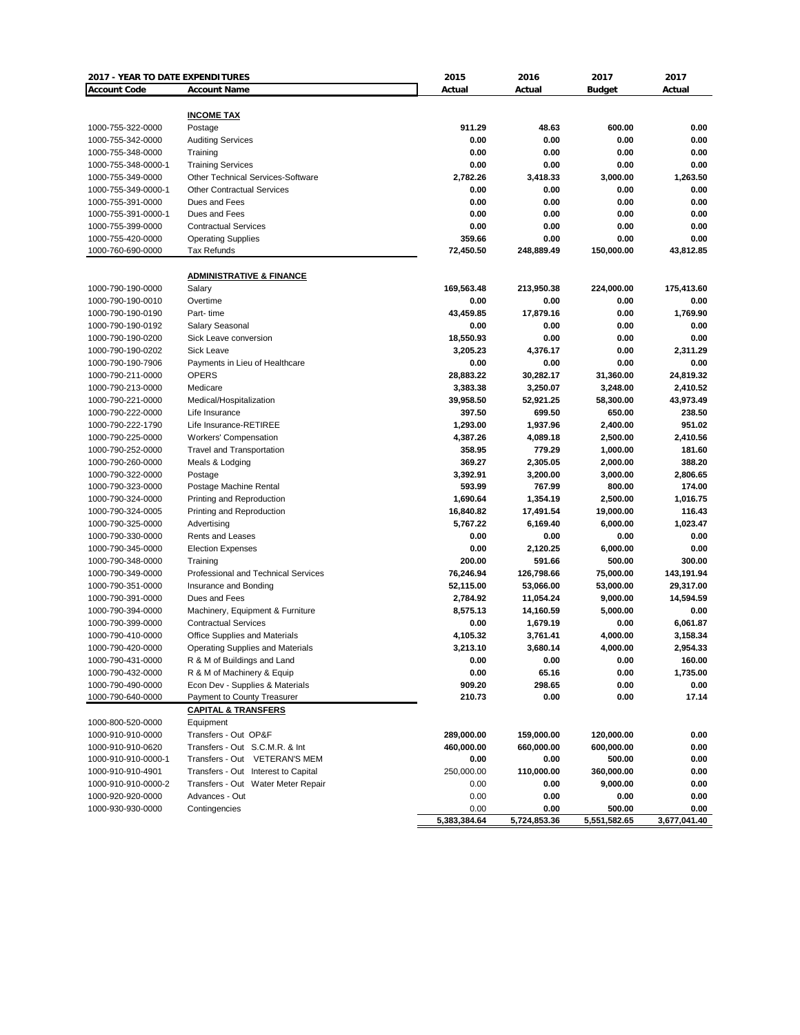| 2017 - YEAR TO DATE EXPENDITURES | | 2015 | 2016 | 2017 | 2017 |
|---|---|---|---|---|---|
| **Account Code** | **Account Name** | **Actual** | **Actual** | **Budget** | **Actual** |
| | **INCOME TAX** | | | | |
| 1000-755-322-0000 | Postage | 911.29 | 48.63 | 600.00 | 0.00 |
| 1000-755-342-0000 | Auditing Services | 0.00 | 0.00 | 0.00 | 0.00 |
| 1000-755-348-0000 | Training | 0.00 | 0.00 | 0.00 | 0.00 |
| 1000-755-348-0000-1 | Training Services | 0.00 | 0.00 | 0.00 | 0.00 |
| 1000-755-349-0000 | Other Technical Services-Software | 2,782.26 | 3,418.33 | 3,000.00 | 1,263.50 |
| 1000-755-349-0000-1 | Other Contractual Services | 0.00 | 0.00 | 0.00 | 0.00 |
| 1000-755-391-0000 | Dues and Fees | 0.00 | 0.00 | 0.00 | 0.00 |
| 1000-755-391-0000-1 | Dues and Fees | 0.00 | 0.00 | 0.00 | 0.00 |
| 1000-755-399-0000 | Contractual Services | 0.00 | 0.00 | 0.00 | 0.00 |
| 1000-755-420-0000 | Operating Supplies | 359.66 | 0.00 | 0.00 | 0.00 |
| 1000-760-690-0000 | Tax Refunds | 72,450.50 | 248,889.49 | 150,000.00 | 43,812.85 |
| | **ADMINISTRATIVE & FINANCE** | | | | |
| 1000-790-190-0000 | Salary | 169,563.48 | 213,950.38 | 224,000.00 | 175,413.60 |
| 1000-790-190-0010 | Overtime | 0.00 | 0.00 | 0.00 | 0.00 |
| 1000-790-190-0190 | Part- time | 43,459.85 | 17,879.16 | 0.00 | 1,769.90 |
| 1000-790-190-0192 | Salary Seasonal | 0.00 | 0.00 | 0.00 | 0.00 |
| 1000-790-190-0200 | Sick Leave conversion | 18,550.93 | 0.00 | 0.00 | 0.00 |
| 1000-790-190-0202 | Sick Leave | 3,205.23 | 4,376.17 | 0.00 | 2,311.29 |
| 1000-790-190-7906 | Payments in Lieu of Healthcare | 0.00 | 0.00 | 0.00 | 0.00 |
| 1000-790-211-0000 | OPERS | 28,883.22 | 30,282.17 | 31,360.00 | 24,819.32 |
| 1000-790-213-0000 | Medicare | 3,383.38 | 3,250.07 | 3,248.00 | 2,410.52 |
| 1000-790-221-0000 | Medical/Hospitalization | 39,958.50 | 52,921.25 | 58,300.00 | 43,973.49 |
| 1000-790-222-0000 | Life Insurance | 397.50 | 699.50 | 650.00 | 238.50 |
| 1000-790-222-1790 | Life Insurance-RETIREE | 1,293.00 | 1,937.96 | 2,400.00 | 951.02 |
| 1000-790-225-0000 | Workers' Compensation | 4,387.26 | 4,089.18 | 2,500.00 | 2,410.56 |
| 1000-790-252-0000 | Travel and Transportation | 358.95 | 779.29 | 1,000.00 | 181.60 |
| 1000-790-260-0000 | Meals & Lodging | 369.27 | 2,305.05 | 2,000.00 | 388.20 |
| 1000-790-322-0000 | Postage | 3,392.91 | 3,200.00 | 3,000.00 | 2,806.65 |
| 1000-790-323-0000 | Postage Machine Rental | 593.99 | 767.99 | 800.00 | 174.00 |
| 1000-790-324-0000 | Printing and Reproduction | 1,690.64 | 1,354.19 | 2,500.00 | 1,016.75 |
| 1000-790-324-0005 | Printing and Reproduction | 16,840.82 | 17,491.54 | 19,000.00 | 116.43 |
| 1000-790-325-0000 | Advertising | 5,767.22 | 6,169.40 | 6,000.00 | 1,023.47 |
| 1000-790-330-0000 | Rents and Leases | 0.00 | 0.00 | 0.00 | 0.00 |
| 1000-790-345-0000 | Election Expenses | 0.00 | 2,120.25 | 6,000.00 | 0.00 |
| 1000-790-348-0000 | Training | 200.00 | 591.66 | 500.00 | 300.00 |
| 1000-790-349-0000 | Professional and Technical Services | 76,246.94 | 126,798.66 | 75,000.00 | 143,191.94 |
| 1000-790-351-0000 | Insurance and Bonding | 52,115.00 | 53,066.00 | 53,000.00 | 29,317.00 |
| 1000-790-391-0000 | Dues and Fees | 2,784.92 | 11,054.24 | 9,000.00 | 14,594.59 |
| 1000-790-394-0000 | Machinery, Equipment & Furniture | 8,575.13 | 14,160.59 | 5,000.00 | 0.00 |
| 1000-790-399-0000 | Contractual Services | 0.00 | 1,679.19 | 0.00 | 6,061.87 |
| 1000-790-410-0000 | Office Supplies and Materials | 4,105.32 | 3,761.41 | 4,000.00 | 3,158.34 |
| 1000-790-420-0000 | Operating Supplies and Materials | 3,213.10 | 3,680.14 | 4,000.00 | 2,954.33 |
| 1000-790-431-0000 | R & M of Buildings and Land | 0.00 | 0.00 | 0.00 | 160.00 |
| 1000-790-432-0000 | R & M of Machinery & Equip | 0.00 | 65.16 | 0.00 | 1,735.00 |
| 1000-790-490-0000 | Econ Dev - Supplies & Materials | 909.20 | 298.65 | 0.00 | 0.00 |
| 1000-790-640-0000 | Payment to County Treasurer | 210.73 | 0.00 | 0.00 | 17.14 |
| | **CAPITAL & TRANSFERS** | | | | |
| 1000-800-520-0000 | Equipment | | | | |
| 1000-910-910-0000 | Transfers - Out OP&F | 289,000.00 | 159,000.00 | 120,000.00 | 0.00 |
| 1000-910-910-0620 | Transfers - Out S.C.M.R. & Int | 460,000.00 | 660,000.00 | 600,000.00 | 0.00 |
| 1000-910-910-0000-1 | Transfers - Out VETERAN'S MEM | 0.00 | 0.00 | 500.00 | 0.00 |
| 1000-910-910-4901 | Transfers - Out Interest to Capital | 250,000.00 | 110,000.00 | 360,000.00 | 0.00 |
| 1000-910-910-0000-2 | Transfers - Out Water Meter Repair | 0.00 | 0.00 | 9,000.00 | 0.00 |
| 1000-920-920-0000 | Advances - Out | 0.00 | 0.00 | 0.00 | 0.00 |
| 1000-930-930-0000 | Contingencies | 0.00 | 0.00 | 500.00 | 0.00 |
| | | 5,383,384.64 | 5,724,853.36 | 5,551,582.65 | 3,677,041.40 |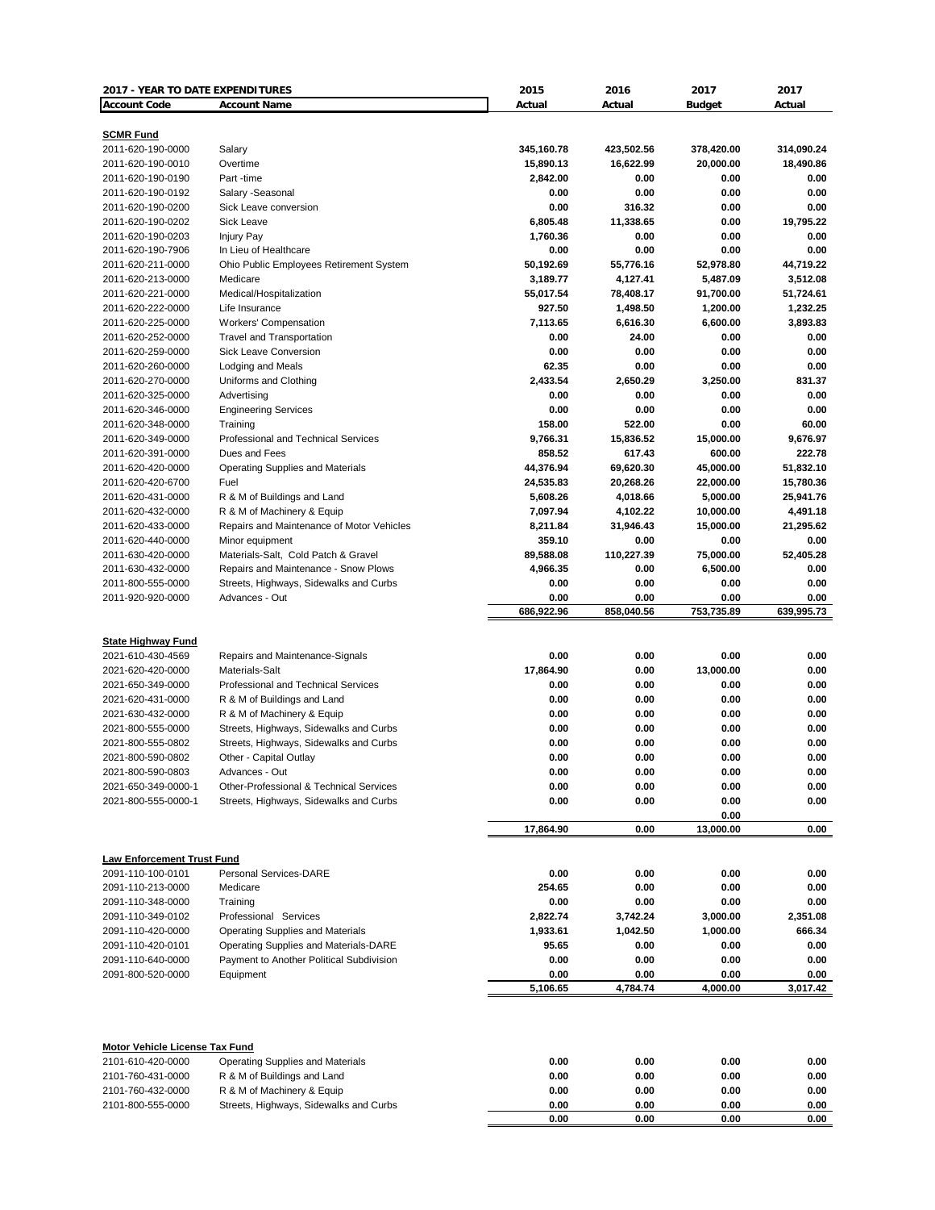| 2017 - YEAR TO DATE EXPENDITURES | | 2015 | 2016 | 2017 | 2017 |
|---|---|---|---|---|---|
| **Account Code** | **Account Name** | **Actual** | **Actual** | **Budget** | **Actual** |
| **SCMR Fund** | | | | | |
| 2011-620-190-0000 | Salary | 345,160.78 | 423,502.56 | 378,420.00 | 314,090.24 |
| 2011-620-190-0010 | Overtime | 15,890.13 | 16,622.99 | 20,000.00 | 18,490.86 |
| 2011-620-190-0190 | Part -time | 2,842.00 | 0.00 | 0.00 | 0.00 |
| 2011-620-190-0192 | Salary -Seasonal | 0.00 | 0.00 | 0.00 | 0.00 |
| 2011-620-190-0200 | Sick Leave conversion | 0.00 | 316.32 | 0.00 | 0.00 |
| 2011-620-190-0202 | Sick Leave | 6,805.48 | 11,338.65 | 0.00 | 19,795.22 |
| 2011-620-190-0203 | Injury Pay | 1,760.36 | 0.00 | 0.00 | 0.00 |
| 2011-620-190-7906 | In Lieu of Healthcare | 0.00 | 0.00 | 0.00 | 0.00 |
| 2011-620-211-0000 | Ohio Public Employees Retirement System | 50,192.69 | 55,776.16 | 52,978.80 | 44,719.22 |
| 2011-620-213-0000 | Medicare | 3,189.77 | 4,127.41 | 5,487.09 | 3,512.08 |
| 2011-620-221-0000 | Medical/Hospitalization | 55,017.54 | 78,408.17 | 91,700.00 | 51,724.61 |
| 2011-620-222-0000 | Life Insurance | 927.50 | 1,498.50 | 1,200.00 | 1,232.25 |
| 2011-620-225-0000 | Workers' Compensation | 7,113.65 | 6,616.30 | 6,600.00 | 3,893.83 |
| 2011-620-252-0000 | Travel and Transportation | 0.00 | 24.00 | 0.00 | 0.00 |
| 2011-620-259-0000 | Sick Leave Conversion | 0.00 | 0.00 | 0.00 | 0.00 |
| 2011-620-260-0000 | Lodging and Meals | 62.35 | 0.00 | 0.00 | 0.00 |
| 2011-620-270-0000 | Uniforms and Clothing | 2,433.54 | 2,650.29 | 3,250.00 | 831.37 |
| 2011-620-325-0000 | Advertising | 0.00 | 0.00 | 0.00 | 0.00 |
| 2011-620-346-0000 | Engineering Services | 0.00 | 0.00 | 0.00 | 0.00 |
| 2011-620-348-0000 | Training | 158.00 | 522.00 | 0.00 | 60.00 |
| 2011-620-349-0000 | Professional and Technical Services | 9,766.31 | 15,836.52 | 15,000.00 | 9,676.97 |
| 2011-620-391-0000 | Dues and Fees | 858.52 | 617.43 | 600.00 | 222.78 |
| 2011-620-420-0000 | Operating Supplies and Materials | 44,376.94 | 69,620.30 | 45,000.00 | 51,832.10 |
| 2011-620-420-6700 | Fuel | 24,535.83 | 20,268.26 | 22,000.00 | 15,780.36 |
| 2011-620-431-0000 | R & M of Buildings and Land | 5,608.26 | 4,018.66 | 5,000.00 | 25,941.76 |
| 2011-620-432-0000 | R & M of Machinery & Equip | 7,097.94 | 4,102.22 | 10,000.00 | 4,491.18 |
| 2011-620-433-0000 | Repairs and Maintenance of Motor Vehicles | 8,211.84 | 31,946.43 | 15,000.00 | 21,295.62 |
| 2011-620-440-0000 | Minor equipment | 359.10 | 0.00 | 0.00 | 0.00 |
| 2011-630-420-0000 | Materials-Salt, Cold Patch & Gravel | 89,588.08 | 110,227.39 | 75,000.00 | 52,405.28 |
| 2011-630-432-0000 | Repairs and Maintenance - Snow Plows | 4,966.35 | 0.00 | 6,500.00 | 0.00 |
| 2011-800-555-0000 | Streets, Highways, Sidewalks and Curbs | 0.00 | 0.00 | 0.00 | 0.00 |
| 2011-920-920-0000 | Advances - Out | 0.00 | 0.00 | 0.00 | 0.00 |
| | | 686,922.96 | 858,040.56 | 753,735.89 | 639,995.73 |
| **State Highway Fund** | | | | | |
| 2021-610-430-4569 | Repairs and Maintenance-Signals | 0.00 | 0.00 | 0.00 | 0.00 |
| 2021-620-420-0000 | Materials-Salt | 17,864.90 | 0.00 | 13,000.00 | 0.00 |
| 2021-650-349-0000 | Professional and Technical Services | 0.00 | 0.00 | 0.00 | 0.00 |
| 2021-620-431-0000 | R & M of Buildings and Land | 0.00 | 0.00 | 0.00 | 0.00 |
| 2021-630-432-0000 | R & M of Machinery & Equip | 0.00 | 0.00 | 0.00 | 0.00 |
| 2021-800-555-0000 | Streets, Highways, Sidewalks and Curbs | 0.00 | 0.00 | 0.00 | 0.00 |
| 2021-800-555-0802 | Streets, Highways, Sidewalks and Curbs | 0.00 | 0.00 | 0.00 | 0.00 |
| 2021-800-590-0802 | Other - Capital Outlay | 0.00 | 0.00 | 0.00 | 0.00 |
| 2021-800-590-0803 | Advances - Out | 0.00 | 0.00 | 0.00 | 0.00 |
| 2021-650-349-0000-1 | Other-Professional & Technical Services | 0.00 | 0.00 | 0.00 | 0.00 |
| 2021-800-555-0000-1 | Streets, Highways, Sidewalks and Curbs | 0.00 | 0.00 | 0.00 | 0.00 |
| | | | | 0.00 | |
| | | 17,864.90 | 0.00 | 13,000.00 | 0.00 |
| **Law Enforcement Trust Fund** | | | | | |
| 2091-110-100-0101 | Personal Services-DARE | 0.00 | 0.00 | 0.00 | 0.00 |
| 2091-110-213-0000 | Medicare | 254.65 | 0.00 | 0.00 | 0.00 |
| 2091-110-348-0000 | Training | 0.00 | 0.00 | 0.00 | 0.00 |
| 2091-110-349-0102 | Professional Services | 2,822.74 | 3,742.24 | 3,000.00 | 2,351.08 |
| 2091-110-420-0000 | Operating Supplies and Materials | 1,933.61 | 1,042.50 | 1,000.00 | 666.34 |
| 2091-110-420-0101 | Operating Supplies and Materials-DARE | 95.65 | 0.00 | 0.00 | 0.00 |
| 2091-110-640-0000 | Payment to Another Political Subdivision | 0.00 | 0.00 | 0.00 | 0.00 |
| 2091-800-520-0000 | Equipment | 0.00 | 0.00 | 0.00 | 0.00 |
| | | 5,106.65 | 4,784.74 | 4,000.00 | 3,017.42 |
| **Motor Vehicle License Tax Fund** | | | | | |
| 2101-610-420-0000 | Operating Supplies and Materials | 0.00 | 0.00 | 0.00 | 0.00 |
| 2101-760-431-0000 | R & M of Buildings and Land | 0.00 | 0.00 | 0.00 | 0.00 |
| 2101-760-432-0000 | R & M of Machinery & Equip | 0.00 | 0.00 | 0.00 | 0.00 |
| 2101-800-555-0000 | Streets, Highways, Sidewalks and Curbs | 0.00 | 0.00 | 0.00 | 0.00 |
| | | 0.00 | 0.00 | 0.00 | 0.00 |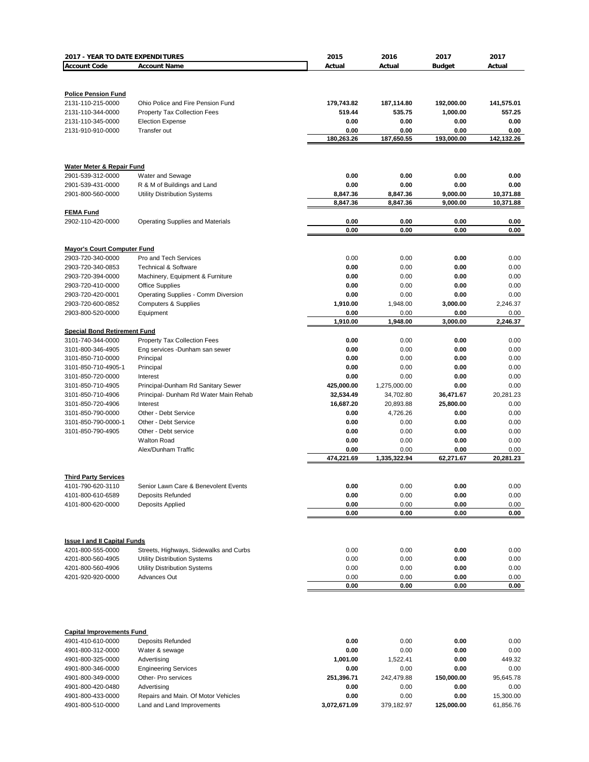| 2017 - YEAR TO DATE EXPENDITURES | | 2015 | 2016 | 2017 | 2017 |
|---|---|---|---|---|---|
| **Account Code** | **Account Name** | **Actual** | **Actual** | **Budget** | **Actual** |
| **Police Pension Fund** | | | | | |
| 2131-110-215-0000 | Ohio Police and Fire Pension Fund | **179,743.82** | **187,114.80** | **192,000.00** | **141,575.01** |
| 2131-110-344-0000 | Property Tax Collection Fees | **519.44** | **535.75** | **1,000.00** | **557.25** |
| 2131-110-345-0000 | Election Expense | **0.00** | **0.00** | **0.00** | **0.00** |
| 2131-910-910-0000 | Transfer out | **0.00** | **0.00** | **0.00** | **0.00** |
| | | **180,263.26** | **187,650.55** | **193,000.00** | **142,132.26** |
| **Water Meter & Repair Fund** | | | | | |
| 2901-539-312-0000 | Water and Sewage | **0.00** | **0.00** | **0.00** | **0.00** |
| 2901-539-431-0000 | R & M of Buildings and Land | **0.00** | **0.00** | **0.00** | **0.00** |
| 2901-800-560-0000 | Utility Distribution Systems | **8,847.36** | **8,847.36** | **9,000.00** | **10,371.88** |
| | | **8,847.36** | **8,847.36** | **9,000.00** | **10,371.88** |
| **FEMA Fund** | | | | | |
| 2902-110-420-0000 | Operating Supplies and Materials | **0.00** | **0.00** | **0.00** | **0.00** |
| | | **0.00** | **0.00** | **0.00** | **0.00** |
| **Mayor's Court Computer Fund** | | | | | |
| 2903-720-340-0000 | Pro and Tech Services | 0.00 | 0.00 | **0.00** | 0.00 |
| 2903-720-340-0853 | Technical & Software | **0.00** | 0.00 | **0.00** | 0.00 |
| 2903-720-394-0000 | Machinery, Equipment & Furniture | **0.00** | 0.00 | **0.00** | 0.00 |
| 2903-720-410-0000 | Office Supplies | **0.00** | 0.00 | **0.00** | 0.00 |
| 2903-720-420-0001 | Operating Supplies - Comm Diversion | **0.00** | 0.00 | **0.00** | 0.00 |
| 2903-720-600-0852 | Computers & Supplies | **1,910.00** | 1,948.00 | **3,000.00** | 2,246.37 |
| 2903-800-520-0000 | Equipment | **0.00** | 0.00 | **0.00** | 0.00 |
| | | **1,910.00** | **1,948.00** | **3,000.00** | **2,246.37** |
| **Special Bond Retirement Fund** | | | | | |
| 3101-740-344-0000 | Property Tax Collection Fees | **0.00** | 0.00 | **0.00** | 0.00 |
| 3101-800-346-4905 | Eng services -Dunham san sewer | **0.00** | 0.00 | **0.00** | 0.00 |
| 3101-850-710-0000 | Principal | **0.00** | 0.00 | **0.00** | 0.00 |
| 3101-850-710-4905-1 | Principal | **0.00** | 0.00 | **0.00** | 0.00 |
| 3101-850-720-0000 | Interest | **0.00** | 0.00 | **0.00** | 0.00 |
| 3101-850-710-4905 | Principal-Dunham Rd Sanitary Sewer | **425,000.00** | 1,275,000.00 | **0.00** | 0.00 |
| 3101-850-710-4906 | Principal- Dunham Rd Water Main Rehab | **32,534.49** | 34,702.80 | **36,471.67** | 20,281.23 |
| 3101-850-720-4906 | Interest | **16,687.20** | 20,893.88 | **25,800.00** | 0.00 |
| 3101-850-790-0000 | Other - Debt Service | **0.00** | 4,726.26 | **0.00** | 0.00 |
| 3101-850-790-0000-1 | Other - Debt Service | **0.00** | 0.00 | **0.00** | 0.00 |
| 3101-850-790-4905 | Other - Debt service | **0.00** | 0.00 | **0.00** | 0.00 |
| | Walton Road | **0.00** | 0.00 | **0.00** | 0.00 |
| | Alex/Dunham Traffic | **0.00** | 0.00 | **0.00** | 0.00 |
| | | **474,221.69** | **1,335,322.94** | **62,271.67** | **20,281.23** |
| **Third Party Services** | | | | | |
| 4101-790-620-3110 | Senior Lawn Care & Benevolent Events | **0.00** | 0.00 | **0.00** | 0.00 |
| 4101-800-610-6589 | Deposits Refunded | **0.00** | 0.00 | **0.00** | 0.00 |
| 4101-800-620-0000 | Deposits Applied | **0.00** | 0.00 | **0.00** | 0.00 |
| | | **0.00** | **0.00** | **0.00** | **0.00** |
| **Issue I and II Capital Funds** | | | | | |
| 4201-800-555-0000 | Streets, Highways, Sidewalks and Curbs | 0.00 | 0.00 | **0.00** | 0.00 |
| 4201-800-560-4905 | Utility Distribution Systems | 0.00 | 0.00 | **0.00** | 0.00 |
| 4201-800-560-4906 | Utility Distribution Systems | 0.00 | 0.00 | **0.00** | 0.00 |
| 4201-920-920-0000 | Advances Out | 0.00 | 0.00 | **0.00** | 0.00 |
| | | **0.00** | **0.00** | **0.00** | **0.00** |
| **Capital Improvements Fund** | | | | | |
| 4901-410-610-0000 | Deposits Refunded | **0.00** | 0.00 | **0.00** | 0.00 |
| 4901-800-312-0000 | Water & sewage | **0.00** | 0.00 | **0.00** | 0.00 |
| 4901-800-325-0000 | Advertising | **1,001.00** | 1,522.41 | **0.00** | 449.32 |
| 4901-800-346-0000 | Engineering Services | **0.00** | 0.00 | **0.00** | 0.00 |
| 4901-800-349-0000 | Other- Pro services | **251,396.71** | 242,479.88 | **150,000.00** | 95,645.78 |
| 4901-800-420-0480 | Advertising | **0.00** | 0.00 | **0.00** | 0.00 |
| 4901-800-433-0000 | Repairs and Main. Of Motor Vehicles | **0.00** | 0.00 | **0.00** | 15,300.00 |
| 4901-800-510-0000 | Land and Land Improvements | **3,072,671.09** | 379,182.97 | **125,000.00** | 61,856.76 |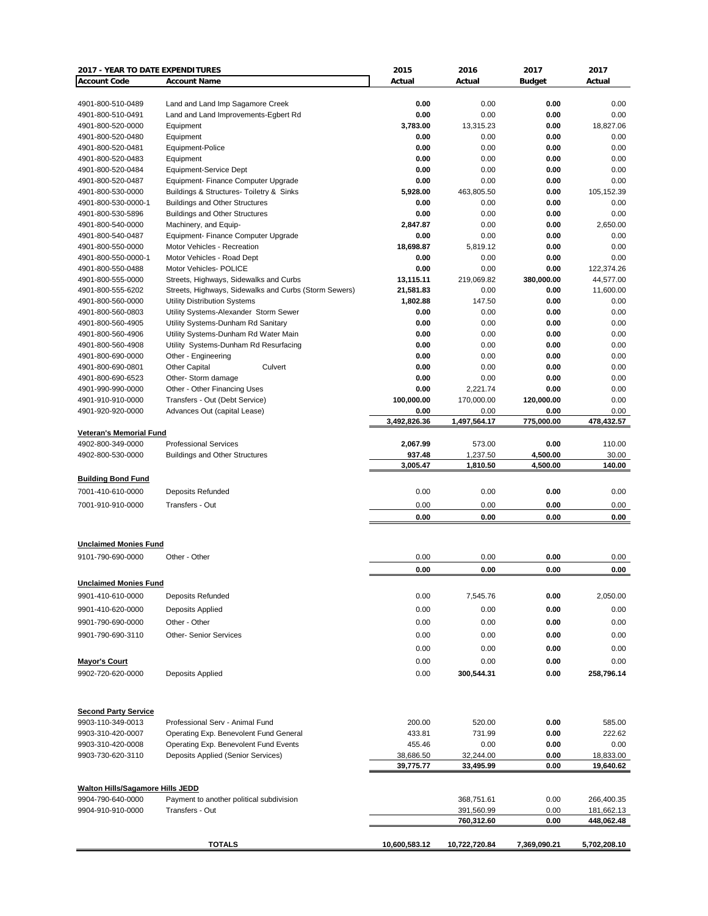| 2017 - YEAR TO DATE EXPENDITURES | | 2015 | 2016 | 2017 | 2017 |
|---|---|---|---|---|---|
| **Account Code** | **Account Name** | **Actual** | **Actual** | **Budget** | **Actual** |
| 4901-800-510-0489 | Land and Land Imp Sagamore Creek | **0.00** | 0.00 | **0.00** | 0.00 |
| 4901-800-510-0491 | Land and Land Improvements-Egbert Rd | **0.00** | 0.00 | **0.00** | 0.00 |
| 4901-800-520-0000 | Equipment | **3,783.00** | 13,315.23 | **0.00** | 18,827.06 |
| 4901-800-520-0480 | Equipment | **0.00** | 0.00 | **0.00** | 0.00 |
| 4901-800-520-0481 | Equipment-Police | **0.00** | 0.00 | **0.00** | 0.00 |
| 4901-800-520-0483 | Equipment | **0.00** | 0.00 | **0.00** | 0.00 |
| 4901-800-520-0484 | Equipment-Service Dept | **0.00** | 0.00 | **0.00** | 0.00 |
| 4901-800-520-0487 | Equipment- Finance Computer Upgrade | **0.00** | 0.00 | **0.00** | 0.00 |
| 4901-800-530-0000 | Buildings & Structures- Toiletry & Sinks | **5,928.00** | 463,805.50 | **0.00** | 105,152.39 |
| 4901-800-530-0000-1 | Buildings and Other Structures | **0.00** | 0.00 | **0.00** | 0.00 |
| 4901-800-530-5896 | Buildings and Other Structures | **0.00** | 0.00 | **0.00** | 0.00 |
| 4901-800-540-0000 | Machinery, and Equip- | **2,847.87** | 0.00 | **0.00** | 2,650.00 |
| 4901-800-540-0487 | Equipment- Finance Computer Upgrade | **0.00** | 0.00 | **0.00** | 0.00 |
| 4901-800-550-0000 | Motor Vehicles - Recreation | **18,698.87** | 5,819.12 | **0.00** | 0.00 |
| 4901-800-550-0000-1 | Motor Vehicles - Road Dept | **0.00** | 0.00 | **0.00** | 0.00 |
| 4901-800-550-0488 | Motor Vehicles- POLICE | **0.00** | 0.00 | **0.00** | 122,374.26 |
| 4901-800-555-0000 | Streets, Highways, Sidewalks and Curbs | **13,115.11** | 219,069.82 | **380,000.00** | 44,577.00 |
| 4901-800-555-6202 | Streets, Highways, Sidewalks and Curbs (Storm Sewers) | **21,581.83** | 0.00 | **0.00** | 11,600.00 |
| 4901-800-560-0000 | Utility Distribution Systems | **1,802.88** | 147.50 | **0.00** | 0.00 |
| 4901-800-560-0803 | Utility Systems-Alexander Storm Sewer | **0.00** | 0.00 | **0.00** | 0.00 |
| 4901-800-560-4905 | Utility Systems-Dunham Rd Sanitary | **0.00** | 0.00 | **0.00** | 0.00 |
| 4901-800-560-4906 | Utility Systems-Dunham Rd Water Main | **0.00** | 0.00 | **0.00** | 0.00 |
| 4901-800-560-4908 | Utility Systems-Dunham Rd Resurfacing | **0.00** | 0.00 | **0.00** | 0.00 |
| 4901-800-690-0000 | Other - Engineering | **0.00** | 0.00 | **0.00** | 0.00 |
| 4901-800-690-0801 | Other Capital Culvert | **0.00** | 0.00 | **0.00** | 0.00 |
| 4901-800-690-6523 | Other- Storm damage | **0.00** | 0.00 | **0.00** | 0.00 |
| 4901-990-990-0000 | Other - Other Financing Uses | **0.00** | 2,221.74 | **0.00** | 0.00 |
| 4901-910-910-0000 | Transfers - Out (Debt Service) | **100,000.00** | 170,000.00 | **120,000.00** | 0.00 |
| 4901-920-920-0000 | Advances Out (capital Lease) | **0.00** | 0.00 | **0.00** | 0.00 |
| | | **3,492,826.36** | **1,497,564.17** | **775,000.00** | **478,432.57** |
| **Veteran's Memorial Fund** | | | | | |
| 4902-800-349-0000 | Professional Services | **2,067.99** | 573.00 | **0.00** | 110.00 |
| 4902-800-530-0000 | Buildings and Other Structures | **937.48** | 1,237.50 | **4,500.00** | 30.00 |
| | | **3,005.47** | **1,810.50** | **4,500.00** | **140.00** |
| **Building Bond Fund** | | | | | |
| 7001-410-610-0000 | Deposits Refunded | 0.00 | 0.00 | **0.00** | 0.00 |
| 7001-910-910-0000 | Transfers - Out | 0.00 | 0.00 | **0.00** | 0.00 |
| | | **0.00** | **0.00** | **0.00** | **0.00** |
| **Unclaimed Monies Fund** | | | | | |
| 9101-790-690-0000 | Other - Other | 0.00 | 0.00 | **0.00** | 0.00 |
| | | **0.00** | **0.00** | **0.00** | **0.00** |
| **Unclaimed Monies Fund** | | | | | |
| 9901-410-610-0000 | Deposits Refunded | 0.00 | 7,545.76 | **0.00** | 2,050.00 |
| 9901-410-620-0000 | Deposits Applied | 0.00 | 0.00 | **0.00** | 0.00 |
| 9901-790-690-0000 | Other - Other | 0.00 | 0.00 | **0.00** | 0.00 |
| 9901-790-690-3110 | Other- Senior Services | 0.00 | 0.00 | **0.00** | 0.00 |
| | | 0.00 | 0.00 | **0.00** | 0.00 |
| **Mayor's Court** | | 0.00 | 0.00 | **0.00** | 0.00 |
| 9902-720-620-0000 | Deposits Applied | 0.00 | **300,544.31** | **0.00** | **258,796.14** |
| **Second Party Service** | | | | | |
| 9903-110-349-0013 | Professional Serv - Animal Fund | 200.00 | 520.00 | **0.00** | 585.00 |
| 9903-310-420-0007 | Operating Exp. Benevolent Fund General | 433.81 | 731.99 | **0.00** | 222.62 |
| 9903-310-420-0008 | Operating Exp. Benevolent Fund Events | 455.46 | 0.00 | **0.00** | 0.00 |
| 9903-730-620-3110 | Deposits Applied (Senior Services) | 38,686.50 | 32,244.00 | **0.00** | 18,833.00 |
| | | **39,775.77** | **33,495.99** | **0.00** | **19,640.62** |
| **Walton Hills/Sagamore Hills JEDD** | | | | | |
| 9904-790-640-0000 | Payment to another political subdivision | | 368,751.61 | 0.00 | 266,400.35 |
| 9904-910-910-0000 | Transfers - Out | | 391,560.99 | 0.00 | 181,662.13 |
| | | | **760,312.60** | **0.00** | **448,062.48** |
| | **TOTALS** | **10,600,583.12** | **10,722,720.84** | **7,369,090.21** | **5,702,208.10** |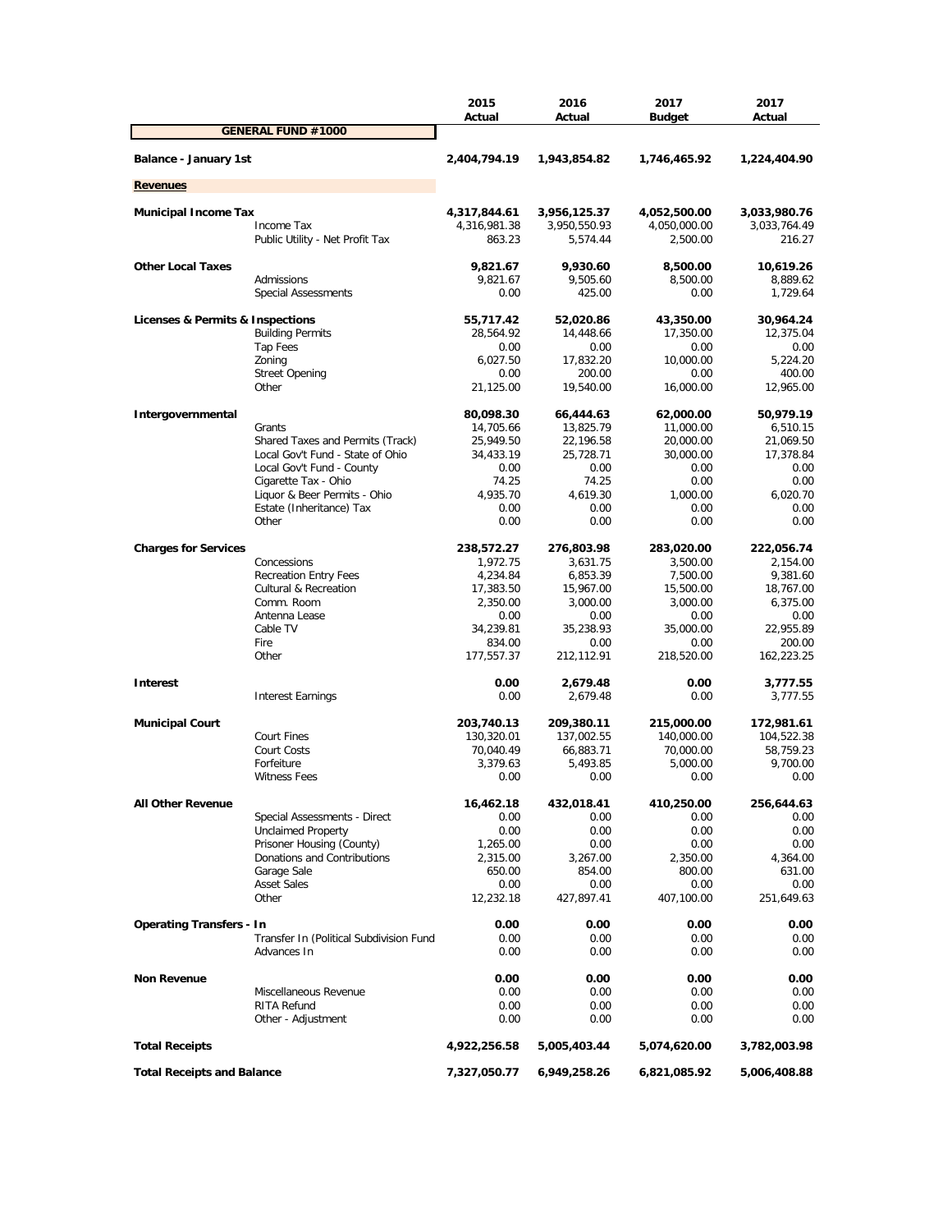| | | 2015 Actual | 2016 Actual | 2017 Budget | 2017 Actual |
|---|---|---|---|---|---|
| **GENERAL FUND #1000** | | | | | |
| **Balance - January 1st** | | **2,404,794.19** | **1,943,854.82** | **1,746,465.92** | **1,224,404.90** |
| **Revenues** | | | | | |
| **Municipal Income Tax** | | **4,317,844.61** | **3,956,125.37** | **4,052,500.00** | **3,033,980.76** |
| | Income Tax | 4,316,981.38 | 3,950,550.93 | 4,050,000.00 | 3,033,764.49 |
| | Public Utility - Net Profit Tax | 863.23 | 5,574.44 | 2,500.00 | 216.27 |
| **Other Local Taxes** | | **9,821.67** | **9,930.60** | **8,500.00** | **10,619.26** |
| | Admissions | 9,821.67 | 9,505.60 | 8,500.00 | 8,889.62 |
| | Special Assessments | 0.00 | 425.00 | 0.00 | 1,729.64 |
| **Licenses & Permits & Inspections** | | **55,717.42** | **52,020.86** | **43,350.00** | **30,964.24** |
| | Building Permits | 28,564.92 | 14,448.66 | 17,350.00 | 12,375.04 |
| | Tap Fees | 0.00 | 0.00 | 0.00 | 0.00 |
| | Zoning | 6,027.50 | 17,832.20 | 10,000.00 | 5,224.20 |
| | Street Opening | 0.00 | 200.00 | 0.00 | 400.00 |
| | Other | 21,125.00 | 19,540.00 | 16,000.00 | 12,965.00 |
| **Intergovernmental** | | **80,098.30** | **66,444.63** | **62,000.00** | **50,979.19** |
| | Grants | 14,705.66 | 13,825.79 | 11,000.00 | 6,510.15 |
| | Shared Taxes and Permits (Track) | 25,949.50 | 22,196.58 | 20,000.00 | 21,069.50 |
| | Local Gov't Fund - State of Ohio | 34,433.19 | 25,728.71 | 30,000.00 | 17,378.84 |
| | Local Gov't Fund - County | 0.00 | 0.00 | 0.00 | 0.00 |
| | Cigarette Tax - Ohio | 74.25 | 74.25 | 0.00 | 0.00 |
| | Liquor & Beer Permits - Ohio | 4,935.70 | 4,619.30 | 1,000.00 | 6,020.70 |
| | Estate (Inheritance) Tax | 0.00 | 0.00 | 0.00 | 0.00 |
| | Other | 0.00 | 0.00 | 0.00 | 0.00 |
| **Charges for Services** | | **238,572.27** | **276,803.98** | **283,020.00** | **222,056.74** |
| | Concessions | 1,972.75 | 3,631.75 | 3,500.00 | 2,154.00 |
| | Recreation Entry Fees | 4,234.84 | 6,853.39 | 7,500.00 | 9,381.60 |
| | Cultural & Recreation | 17,383.50 | 15,967.00 | 15,500.00 | 18,767.00 |
| | Comm. Room | 2,350.00 | 3,000.00 | 3,000.00 | 6,375.00 |
| | Antenna Lease | 0.00 | 0.00 | 0.00 | 0.00 |
| | Cable TV | 34,239.81 | 35,238.93 | 35,000.00 | 22,955.89 |
| | Fire | 834.00 | 0.00 | 0.00 | 200.00 |
| | Other | 177,557.37 | 212,112.91 | 218,520.00 | 162,223.25 |
| **Interest** | | **0.00** | **2,679.48** | **0.00** | **3,777.55** |
| | Interest Earnings | 0.00 | 2,679.48 | 0.00 | 3,777.55 |
| **Municipal Court** | | **203,740.13** | **209,380.11** | **215,000.00** | **172,981.61** |
| | Court Fines | 130,320.01 | 137,002.55 | 140,000.00 | 104,522.38 |
| | Court Costs | 70,040.49 | 66,883.71 | 70,000.00 | 58,759.23 |
| | Forfeiture | 3,379.63 | 5,493.85 | 5,000.00 | 9,700.00 |
| | Witness Fees | 0.00 | 0.00 | 0.00 | 0.00 |
| **All Other Revenue** | | **16,462.18** | **432,018.41** | **410,250.00** | **256,644.63** |
| | Special Assessments - Direct | 0.00 | 0.00 | 0.00 | 0.00 |
| | Unclaimed Property | 0.00 | 0.00 | 0.00 | 0.00 |
| | Prisoner Housing (County) | 1,265.00 | 0.00 | 0.00 | 0.00 |
| | Donations and Contributions | 2,315.00 | 3,267.00 | 2,350.00 | 4,364.00 |
| | Garage Sale | 650.00 | 854.00 | 800.00 | 631.00 |
| | Asset Sales | 0.00 | 0.00 | 0.00 | 0.00 |
| | Other | 12,232.18 | 427,897.41 | 407,100.00 | 251,649.63 |
| **Operating Transfers - In** | | **0.00** | **0.00** | **0.00** | **0.00** |
| | Transfer In (Political Subdivision Fund | 0.00 | 0.00 | 0.00 | 0.00 |
| | Advances In | 0.00 | 0.00 | 0.00 | 0.00 |
| **Non Revenue** | | **0.00** | **0.00** | **0.00** | **0.00** |
| | Miscellaneous Revenue | 0.00 | 0.00 | 0.00 | 0.00 |
| | RITA Refund | 0.00 | 0.00 | 0.00 | 0.00 |
| | Other - Adjustment | 0.00 | 0.00 | 0.00 | 0.00 |
| **Total Receipts** | | **4,922,256.58** | **5,005,403.44** | **5,074,620.00** | **3,782,003.98** |
| **Total Receipts and Balance** | | **7,327,050.77** | **6,949,258.26** | **6,821,085.92** | **5,006,408.88** |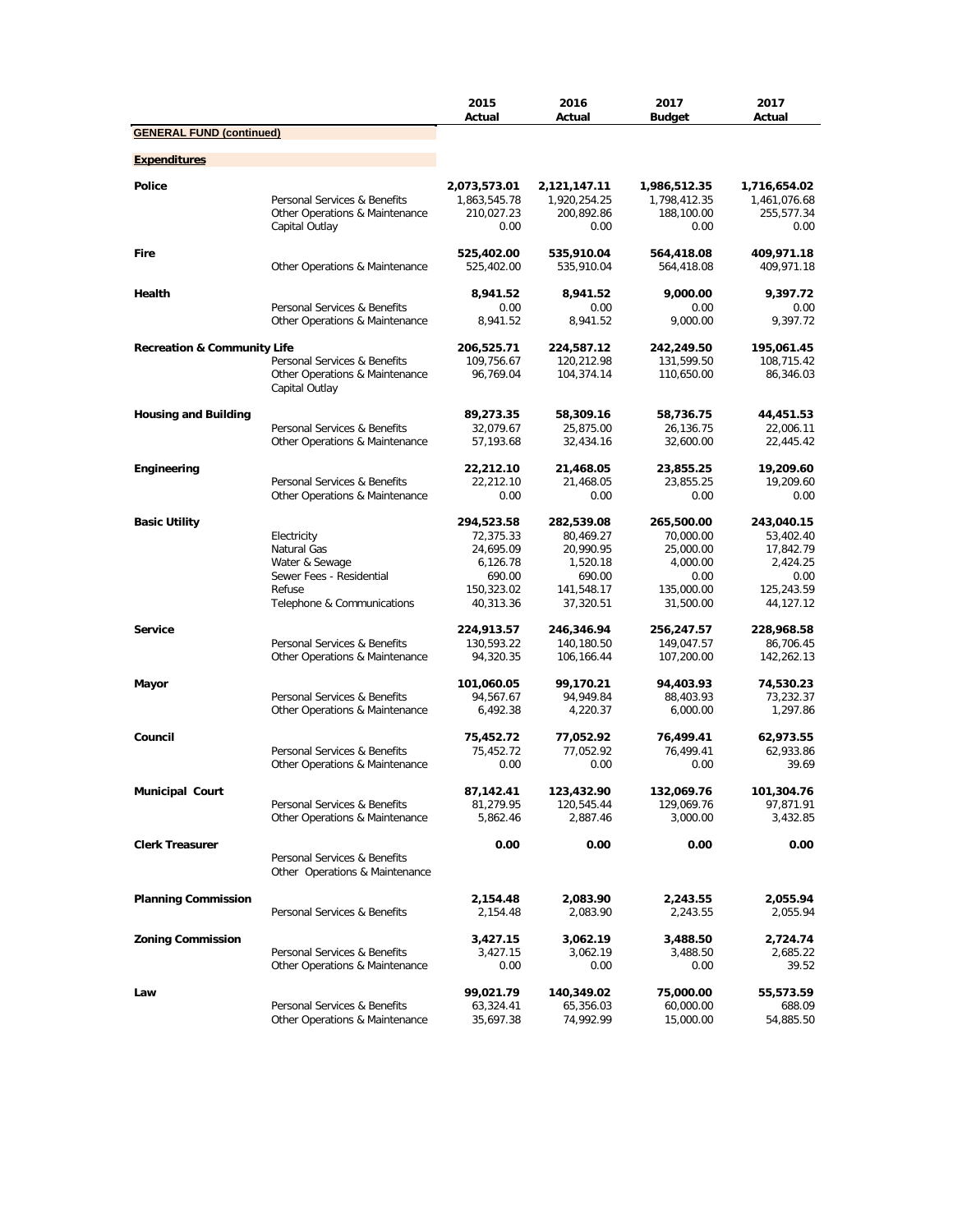| | | 2015 Actual | 2016 Actual | 2017 Budget | 2017 Actual |
|---|---|---|---|---|---|
| **GENERAL FUND (continued)** | | | | | |
| **Expenditures** | | | | | |
| **Police** | | **2,073,573.01** | **2,121,147.11** | **1,986,512.35** | **1,716,654.02** |
| | Personal Services & Benefits | 1,863,545.78 | 1,920,254.25 | 1,798,412.35 | 1,461,076.68 |
| | Other Operations & Maintenance | 210,027.23 | 200,892.86 | 188,100.00 | 255,577.34 |
| | Capital Outlay | 0.00 | 0.00 | 0.00 | 0.00 |
| **Fire** | | **525,402.00** | **535,910.04** | **564,418.08** | **409,971.18** |
| | Other Operations & Maintenance | 525,402.00 | 535,910.04 | 564,418.08 | 409,971.18 |
| **Health** | | **8,941.52** | **8,941.52** | **9,000.00** | **9,397.72** |
| | Personal Services & Benefits | 0.00 | 0.00 | 0.00 | 0.00 |
| | Other Operations & Maintenance | 8,941.52 | 8,941.52 | 9,000.00 | 9,397.72 |
| **Recreation & Community Life** | | **206,525.71** | **224,587.12** | **242,249.50** | **195,061.45** |
| | Personal Services & Benefits | 109,756.67 | 120,212.98 | 131,599.50 | 108,715.42 |
| | Other Operations & Maintenance | 96,769.04 | 104,374.14 | 110,650.00 | 86,346.03 |
| | Capital Outlay | | | | |
| **Housing and Building** | | **89,273.35** | **58,309.16** | **58,736.75** | **44,451.53** |
| | Personal Services & Benefits | 32,079.67 | 25,875.00 | 26,136.75 | 22,006.11 |
| | Other Operations & Maintenance | 57,193.68 | 32,434.16 | 32,600.00 | 22,445.42 |
| **Engineering** | | **22,212.10** | **21,468.05** | **23,855.25** | **19,209.60** |
| | Personal Services & Benefits | 22,212.10 | 21,468.05 | 23,855.25 | 19,209.60 |
| | Other Operations & Maintenance | 0.00 | 0.00 | 0.00 | 0.00 |
| **Basic Utility** | | **294,523.58** | **282,539.08** | **265,500.00** | **243,040.15** |
| | Electricity | 72,375.33 | 80,469.27 | 70,000.00 | 53,402.40 |
| | Natural Gas | 24,695.09 | 20,990.95 | 25,000.00 | 17,842.79 |
| | Water & Sewage | 6,126.78 | 1,520.18 | 4,000.00 | 2,424.25 |
| | Sewer Fees - Residential | 690.00 | 690.00 | 0.00 | 0.00 |
| | Refuse | 150,323.02 | 141,548.17 | 135,000.00 | 125,243.59 |
| | Telephone & Communications | 40,313.36 | 37,320.51 | 31,500.00 | 44,127.12 |
| **Service** | | **224,913.57** | **246,346.94** | **256,247.57** | **228,968.58** |
| | Personal Services & Benefits | 130,593.22 | 140,180.50 | 149,047.57 | 86,706.45 |
| | Other Operations & Maintenance | 94,320.35 | 106,166.44 | 107,200.00 | 142,262.13 |
| **Mayor** | | **101,060.05** | **99,170.21** | **94,403.93** | **74,530.23** |
| | Personal Services & Benefits | 94,567.67 | 94,949.84 | 88,403.93 | 73,232.37 |
| | Other Operations & Maintenance | 6,492.38 | 4,220.37 | 6,000.00 | 1,297.86 |
| **Council** | | **75,452.72** | **77,052.92** | **76,499.41** | **62,973.55** |
| | Personal Services & Benefits | 75,452.72 | 77,052.92 | 76,499.41 | 62,933.86 |
| | Other Operations & Maintenance | 0.00 | 0.00 | 0.00 | 39.69 |
| **Municipal Court** | | **87,142.41** | **123,432.90** | **132,069.76** | **101,304.76** |
| | Personal Services & Benefits | 81,279.95 | 120,545.44 | 129,069.76 | 97,871.91 |
| | Other Operations & Maintenance | 5,862.46 | 2,887.46 | 3,000.00 | 3,432.85 |
| **Clerk Treasurer** | | **0.00** | **0.00** | **0.00** | **0.00** |
| | Personal Services & Benefits | | | | |
| | Other Operations & Maintenance | | | | |
| **Planning Commission** | | **2,154.48** | **2,083.90** | **2,243.55** | **2,055.94** |
| | Personal Services & Benefits | 2,154.48 | 2,083.90 | 2,243.55 | 2,055.94 |
| **Zoning Commission** | | **3,427.15** | **3,062.19** | **3,488.50** | **2,724.74** |
| | Personal Services & Benefits | 3,427.15 | 3,062.19 | 3,488.50 | 2,685.22 |
| | Other Operations & Maintenance | 0.00 | 0.00 | 0.00 | 39.52 |
| **Law** | | **99,021.79** | **140,349.02** | **75,000.00** | **55,573.59** |
| | Personal Services & Benefits | 63,324.41 | 65,356.03 | 60,000.00 | 688.09 |
| | Other Operations & Maintenance | 35,697.38 | 74,992.99 | 15,000.00 | 54,885.50 |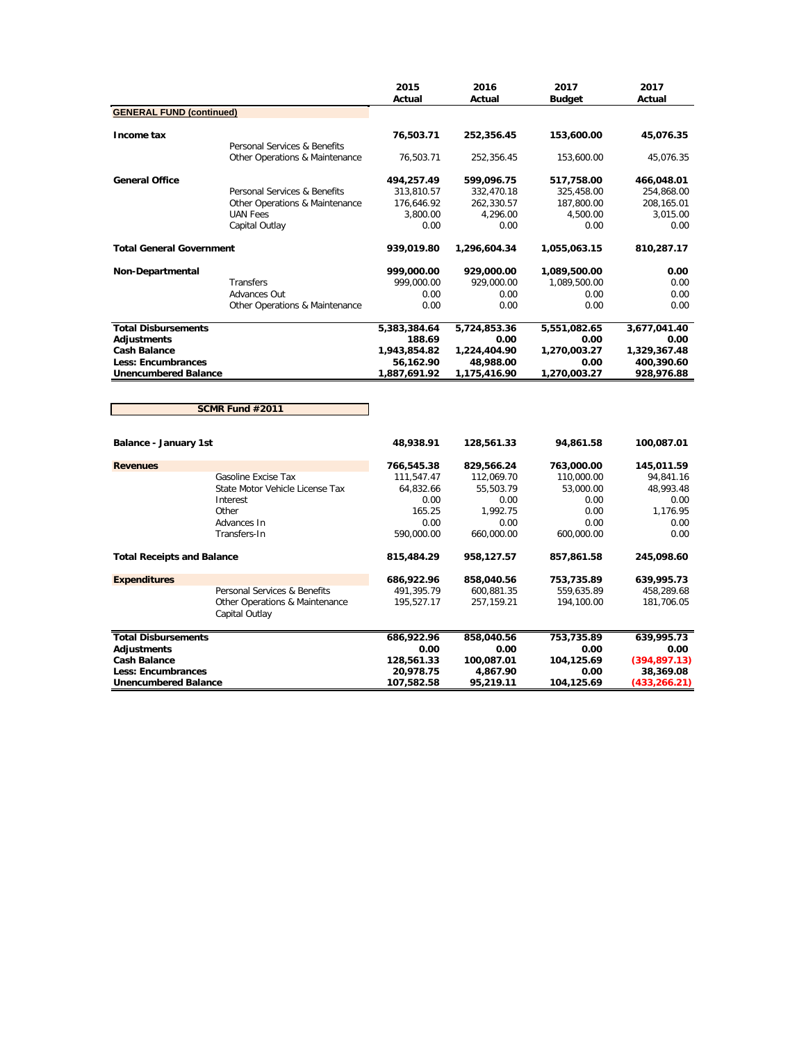| | | 2015 Actual | 2016 Actual | 2017 Budget | 2017 Actual |
|---|---|---|---|---|---|
| **GENERAL FUND (continued)** | | | | | |
| **Income tax** | | **76,503.71** | **252,356.45** | **153,600.00** | **45,076.35** |
| | Personal Services & Benefits | | | | |
| | Other Operations & Maintenance | 76,503.71 | 252,356.45 | 153,600.00 | 45,076.35 |
| **General Office** | | **494,257.49** | **599,096.75** | **517,758.00** | **466,048.01** |
| | Personal Services & Benefits | 313,810.57 | 332,470.18 | 325,458.00 | 254,868.00 |
| | Other Operations & Maintenance | 176,646.92 | 262,330.57 | 187,800.00 | 208,165.01 |
| | UAN Fees | 3,800.00 | 4,296.00 | 4,500.00 | 3,015.00 |
| | Capital Outlay | 0.00 | 0.00 | 0.00 | 0.00 |
| **Total General Government** | | **939,019.80** | **1,296,604.34** | **1,055,063.15** | **810,287.17** |
| **Non-Departmental** | | **999,000.00** | **929,000.00** | **1,089,500.00** | **0.00** |
| | Transfers | 999,000.00 | 929,000.00 | 1,089,500.00 | 0.00 |
| | Advances Out | 0.00 | 0.00 | 0.00 | 0.00 |
| | Other Operations & Maintenance | 0.00 | 0.00 | 0.00 | 0.00 |
| **Total Disbursements** | | **5,383,384.64** | **5,724,853.36** | **5,551,082.65** | **3,677,041.40** |
| **Adjustments** | | **188.69** | **0.00** | **0.00** | **0.00** |
| **Cash Balance** | | **1,943,854.82** | **1,224,404.90** | **1,270,003.27** | **1,329,367.48** |
| **Less: Encumbrances** | | **56,162.90** | **48,988.00** | **0.00** | **400,390.60** |
| **Unencumbered Balance** | | **1,887,691.92** | **1,175,416.90** | **1,270,003.27** | **928,976.88** |

**SCMR Fund #2011**

| | | 2015 Actual | 2016 Actual | 2017 Budget | 2017 Actual |
|---|---|---|---|---|---|
| **Balance - January 1st** | | **48,938.91** | **128,561.33** | **94,861.58** | **100,087.01** |
| **Revenues** | | **766,545.38** | **829,566.24** | **763,000.00** | **145,011.59** |
| | Gasoline Excise Tax | 111,547.47 | 112,069.70 | 110,000.00 | 94,841.16 |
| | State Motor Vehicle License Tax | 64,832.66 | 55,503.79 | 53,000.00 | 48,993.48 |
| | Interest | 0.00 | 0.00 | 0.00 | 0.00 |
| | Other | 165.25 | 1,992.75 | 0.00 | 1,176.95 |
| | Advances In | 0.00 | 0.00 | 0.00 | 0.00 |
| | Transfers-In | 590,000.00 | 660,000.00 | 600,000.00 | 0.00 |
| **Total Receipts and Balance** | | **815,484.29** | **958,127.57** | **857,861.58** | **245,098.60** |
| **Expenditures** | | **686,922.96** | **858,040.56** | **753,735.89** | **639,995.73** |
| | Personal Services & Benefits | 491,395.79 | 600,881.35 | 559,635.89 | 458,289.68 |
| | Other Operations & Maintenance | 195,527.17 | 257,159.21 | 194,100.00 | 181,706.05 |
| | Capital Outlay | | | | |
| **Total Disbursements** | | **686,922.96** | **858,040.56** | **753,735.89** | **639,995.73** |
| **Adjustments** | | **0.00** | **0.00** | **0.00** | **0.00** |
| **Cash Balance** | | **128,561.33** | **100,087.01** | **104,125.69** | **(394,897.13)** |
| **Less: Encumbrances** | | **20,978.75** | **4,867.90** | **0.00** | **38,369.08** |
| **Unencumbered Balance** | | **107,582.58** | **95,219.11** | **104,125.69** | **(433,266.21)** |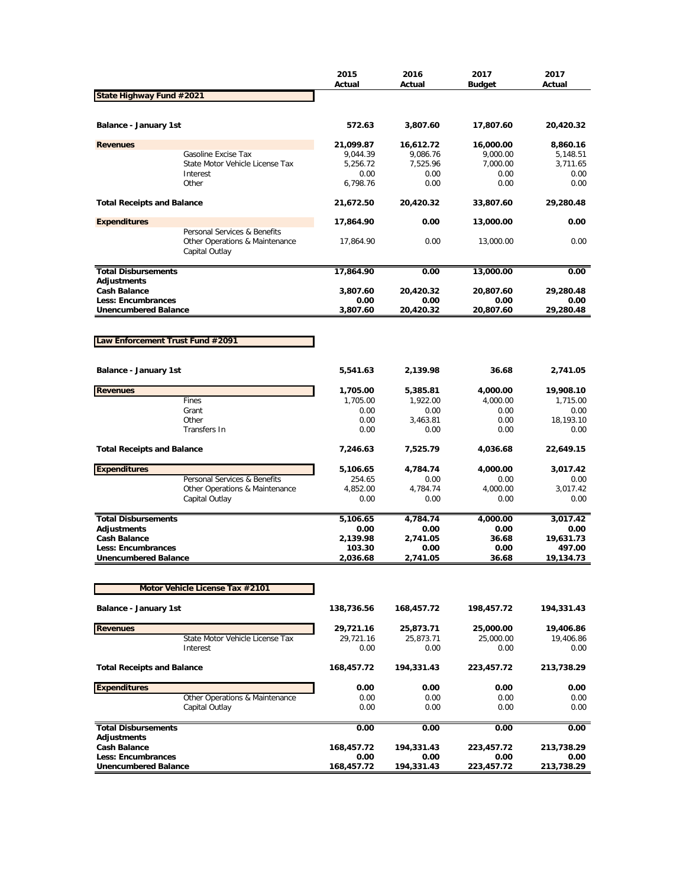| | 2015 Actual | 2016 Actual | 2017 Budget | 2017 Actual |
|---|---|---|---|---|
| **State Highway Fund #2021** | | | | |
| **Balance - January 1st** | **572.63** | **3,807.60** | **17,807.60** | **20,420.32** |
| **Revenues** | **21,099.87** | **16,612.72** | **16,000.00** | **8,860.16** |
| Gasoline Excise Tax | 9,044.39 | 9,086.76 | 9,000.00 | 5,148.51 |
| State Motor Vehicle License Tax | 5,256.72 | 7,525.96 | 7,000.00 | 3,711.65 |
| Interest | 0.00 | 0.00 | 0.00 | 0.00 |
| Other | 6,798.76 | 0.00 | 0.00 | 0.00 |
| **Total Receipts and Balance** | **21,672.50** | **20,420.32** | **33,807.60** | **29,280.48** |
| **Expenditures** | **17,864.90** | **0.00** | **13,000.00** | **0.00** |
| Personal Services & Benefits | | | | |
| Other Operations & Maintenance | 17,864.90 | 0.00 | 13,000.00 | 0.00 |
| Capital Outlay | | | | |
| **Total Disbursements** | **17,864.90** | **0.00** | **13,000.00** | **0.00** |
| **Adjustments** | | | | |
| **Cash Balance** | **3,807.60** | **20,420.32** | **20,807.60** | **29,280.48** |
| **Less: Encumbrances** | **0.00** | **0.00** | **0.00** | **0.00** |
| **Unencumbered Balance** | **3,807.60** | **20,420.32** | **20,807.60** | **29,280.48** |

| | 2015 Actual | 2016 Actual | 2017 Budget | 2017 Actual |
|---|---|---|---|---|
| **Law Enforcement Trust Fund #2091** | | | | |
| **Balance - January 1st** | **5,541.63** | **2,139.98** | **36.68** | **2,741.05** |
| **Revenues** | **1,705.00** | **5,385.81** | **4,000.00** | **19,908.10** |
| Fines | 1,705.00 | 1,922.00 | 4,000.00 | 1,715.00 |
| Grant | 0.00 | 0.00 | 0.00 | 0.00 |
| Other | 0.00 | 3,463.81 | 0.00 | 18,193.10 |
| Transfers In | 0.00 | 0.00 | 0.00 | 0.00 |
| **Total Receipts and Balance** | **7,246.63** | **7,525.79** | **4,036.68** | **22,649.15** |
| **Expenditures** | **5,106.65** | **4,784.74** | **4,000.00** | **3,017.42** |
| Personal Services & Benefits | 254.65 | 0.00 | 0.00 | 0.00 |
| Other Operations & Maintenance | 4,852.00 | 4,784.74 | 4,000.00 | 3,017.42 |
| Capital Outlay | 0.00 | 0.00 | 0.00 | 0.00 |
| **Total Disbursements** | **5,106.65** | **4,784.74** | **4,000.00** | **3,017.42** |
| **Adjustments** | **0.00** | **0.00** | **0.00** | **0.00** |
| **Cash Balance** | **2,139.98** | **2,741.05** | **36.68** | **19,631.73** |
| **Less: Encumbrances** | **103.30** | **0.00** | **0.00** | **497.00** |
| **Unencumbered Balance** | **2,036.68** | **2,741.05** | **36.68** | **19,134.73** |

| | 2015 Actual | 2016 Actual | 2017 Budget | 2017 Actual |
|---|---|---|---|---|
| **Motor Vehicle License Tax #2101** | | | | |
| **Balance - January 1st** | **138,736.56** | **168,457.72** | **198,457.72** | **194,331.43** |
| **Revenues** | **29,721.16** | **25,873.71** | **25,000.00** | **19,406.86** |
| State Motor Vehicle License Tax | 29,721.16 | 25,873.71 | 25,000.00 | 19,406.86 |
| Interest | 0.00 | 0.00 | 0.00 | 0.00 |
| **Total Receipts and Balance** | **168,457.72** | **194,331.43** | **223,457.72** | **213,738.29** |
| **Expenditures** | **0.00** | **0.00** | **0.00** | **0.00** |
| Other Operations & Maintenance | 0.00 | 0.00 | 0.00 | 0.00 |
| Capital Outlay | 0.00 | 0.00 | 0.00 | 0.00 |
| **Total Disbursements** | **0.00** | **0.00** | **0.00** | **0.00** |
| **Adjustments** | | | | |
| **Cash Balance** | **168,457.72** | **194,331.43** | **223,457.72** | **213,738.29** |
| **Less: Encumbrances** | **0.00** | **0.00** | **0.00** | **0.00** |
| **Unencumbered Balance** | **168,457.72** | **194,331.43** | **223,457.72** | **213,738.29** |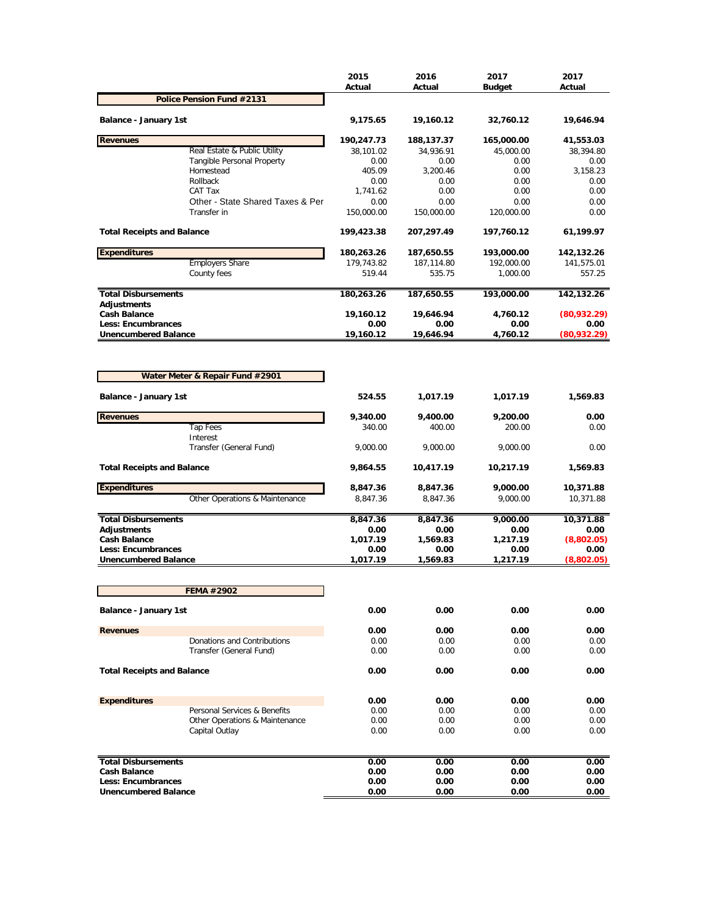| | | 2015 Actual | 2016 Actual | 2017 Budget | 2017 Actual |
|---|---|---|---|---|---|
| **Police Pension Fund #2131** | | | | | |
| **Balance - January 1st** | | **9,175.65** | **19,160.12** | **32,760.12** | **19,646.94** |
| **Revenues** | | **190,247.73** | **188,137.37** | **165,000.00** | **41,553.03** |
| | Real Estate & Public Utility | 38,101.02 | 34,936.91 | 45,000.00 | 38,394.80 |
| | Tangible Personal Property | 0.00 | 0.00 | 0.00 | 0.00 |
| | Homestead | 405.09 | 3,200.46 | 0.00 | 3,158.23 |
| | Rollback | 0.00 | 0.00 | 0.00 | 0.00 |
| | CAT Tax | 1,741.62 | 0.00 | 0.00 | 0.00 |
| | Other - State Shared Taxes & Per | 0.00 | 0.00 | 0.00 | 0.00 |
| | Transfer in | 150,000.00 | 150,000.00 | 120,000.00 | 0.00 |
| **Total Receipts and Balance** | | **199,423.38** | **207,297.49** | **197,760.12** | **61,199.97** |
| **Expenditures** | | **180,263.26** | **187,650.55** | **193,000.00** | **142,132.26** |
| | Employers Share | 179,743.82 | 187,114.80 | 192,000.00 | 141,575.01 |
| | County fees | 519.44 | 535.75 | 1,000.00 | 557.25 |
| **Total Disbursements** | | **180,263.26** | **187,650.55** | **193,000.00** | **142,132.26** |
| **Adjustments** | | | | | |
| **Cash Balance** | | **19,160.12** | **19,646.94** | **4,760.12** | **(80,932.29)** |
| **Less: Encumbrances** | | **0.00** | **0.00** | **0.00** | **0.00** |
| **Unencumbered Balance** | | **19,160.12** | **19,646.94** | **4,760.12** | **(80,932.29)** |

| | | 2015 Actual | 2016 Actual | 2017 Budget | 2017 Actual |
|---|---|---|---|---|---|
| **Water Meter & Repair Fund #2901** | | | | | |
| **Balance - January 1st** | | **524.55** | **1,017.19** | **1,017.19** | **1,569.83** |
| **Revenues** | | **9,340.00** | **9,400.00** | **9,200.00** | **0.00** |
| | Tap Fees | 340.00 | 400.00 | 200.00 | 0.00 |
| | Interest | | | | |
| | Transfer (General Fund) | 9,000.00 | 9,000.00 | 9,000.00 | 0.00 |
| **Total Receipts and Balance** | | **9,864.55** | **10,417.19** | **10,217.19** | **1,569.83** |
| **Expenditures** | | **8,847.36** | **8,847.36** | **9,000.00** | **10,371.88** |
| | Other Operations & Maintenance | 8,847.36 | 8,847.36 | 9,000.00 | 10,371.88 |
| **Total Disbursements** | | **8,847.36** | **8,847.36** | **9,000.00** | **10,371.88** |
| **Adjustments** | | **0.00** | **0.00** | **0.00** | **0.00** |
| **Cash Balance** | | **1,017.19** | **1,569.83** | **1,217.19** | **(8,802.05)** |
| **Less: Encumbrances** | | **0.00** | **0.00** | **0.00** | **0.00** |
| **Unencumbered Balance** | | **1,017.19** | **1,569.83** | **1,217.19** | **(8,802.05)** |

| | | 2015 Actual | 2016 Actual | 2017 Budget | 2017 Actual |
|---|---|---|---|---|---|
| **FEMA #2902** | | | | | |
| **Balance - January 1st** | | **0.00** | **0.00** | **0.00** | **0.00** |
| **Revenues** | | **0.00** | **0.00** | **0.00** | **0.00** |
| | Donations and Contributions | 0.00 | 0.00 | 0.00 | 0.00 |
| | Transfer (General Fund) | 0.00 | 0.00 | 0.00 | 0.00 |
| **Total Receipts and Balance** | | **0.00** | **0.00** | **0.00** | **0.00** |
| **Expenditures** | | **0.00** | **0.00** | **0.00** | **0.00** |
| | Personal Services & Benefits | 0.00 | 0.00 | 0.00 | 0.00 |
| | Other Operations & Maintenance | 0.00 | 0.00 | 0.00 | 0.00 |
| | Capital Outlay | 0.00 | 0.00 | 0.00 | 0.00 |
| **Total Disbursements** | | **0.00** | **0.00** | **0.00** | **0.00** |
| **Cash Balance** | | **0.00** | **0.00** | **0.00** | **0.00** |
| **Less: Encumbrances** | | **0.00** | **0.00** | **0.00** | **0.00** |
| **Unencumbered Balance** | | **0.00** | **0.00** | **0.00** | **0.00** |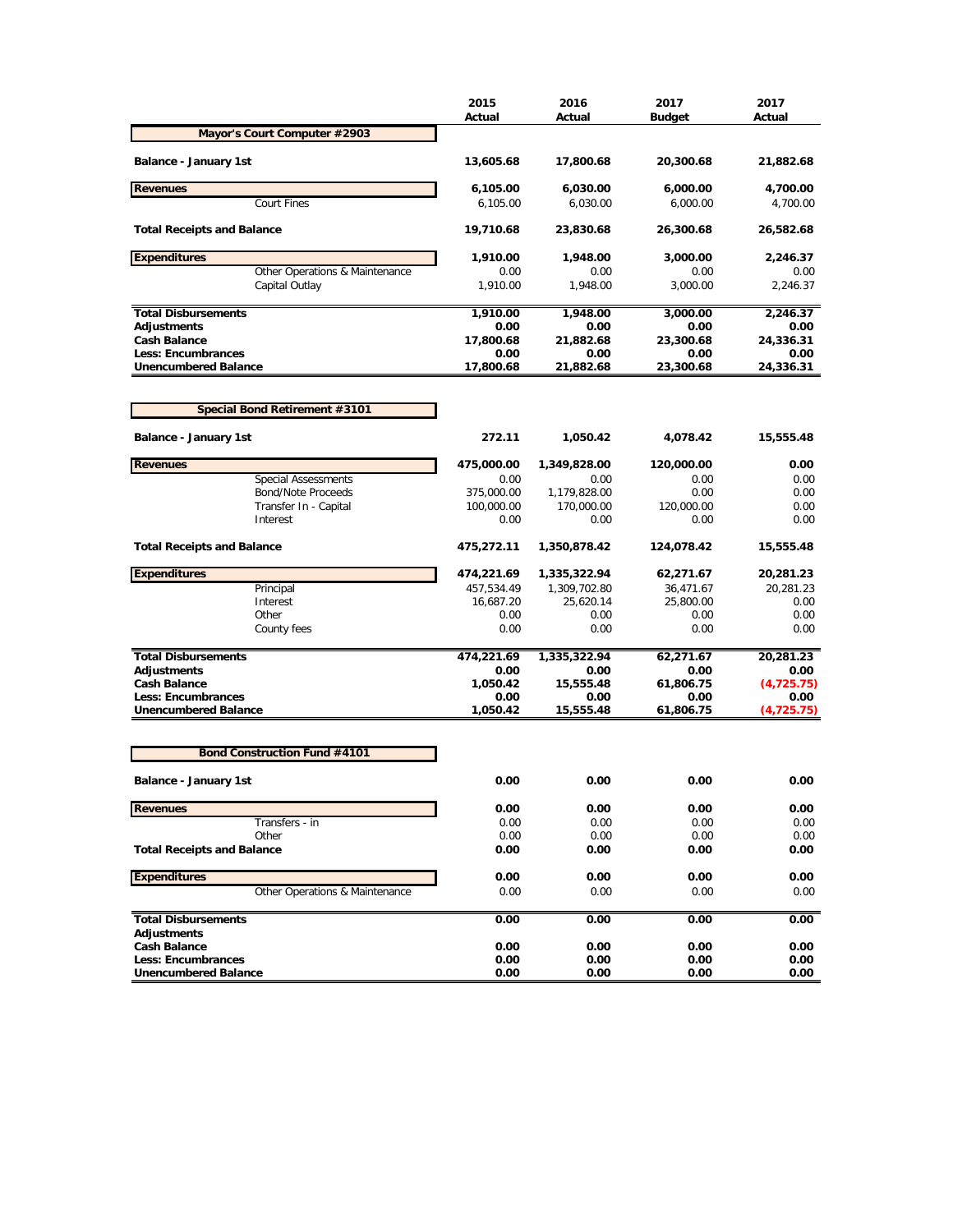| | 2015 Actual | 2016 Actual | 2017 Budget | 2017 Actual |
|---|---|---|---|---|
| **Mayor's Court Computer #2903** | | | | |
| **Balance - January 1st** | **13,605.68** | **17,800.68** | **20,300.68** | **21,882.68** |
| **Revenues** | **6,105.00** | **6,030.00** | **6,000.00** | **4,700.00** |
| Court Fines | 6,105.00 | 6,030.00 | 6,000.00 | 4,700.00 |
| **Total Receipts and Balance** | **19,710.68** | **23,830.68** | **26,300.68** | **26,582.68** |
| **Expenditures** | **1,910.00** | **1,948.00** | **3,000.00** | **2,246.37** |
| Other Operations & Maintenance | 0.00 | 0.00 | 0.00 | 0.00 |
| Capital Outlay | 1,910.00 | 1,948.00 | 3,000.00 | 2,246.37 |
| **Total Disbursements** | **1,910.00** | **1,948.00** | **3,000.00** | **2,246.37** |
| **Adjustments** | **0.00** | **0.00** | **0.00** | **0.00** |
| **Cash Balance** | **17,800.68** | **21,882.68** | **23,300.68** | **24,336.31** |
| **Less: Encumbrances** | **0.00** | **0.00** | **0.00** | **0.00** |
| **Unencumbered Balance** | **17,800.68** | **21,882.68** | **23,300.68** | **24,336.31** |

| | 2015 Actual | 2016 Actual | 2017 Budget | 2017 Actual |
|---|---|---|---|---|
| **Special Bond Retirement #3101** | | | | |
| **Balance - January 1st** | **272.11** | **1,050.42** | **4,078.42** | **15,555.48** |
| **Revenues** | **475,000.00** | **1,349,828.00** | **120,000.00** | **0.00** |
| Special Assessments | 0.00 | 0.00 | 0.00 | 0.00 |
| Bond/Note Proceeds | 375,000.00 | 1,179,828.00 | 0.00 | 0.00 |
| Transfer In - Capital | 100,000.00 | 170,000.00 | 120,000.00 | 0.00 |
| Interest | 0.00 | 0.00 | 0.00 | 0.00 |
| **Total Receipts and Balance** | **475,272.11** | **1,350,878.42** | **124,078.42** | **15,555.48** |
| **Expenditures** | **474,221.69** | **1,335,322.94** | **62,271.67** | **20,281.23** |
| Principal | 457,534.49 | 1,309,702.80 | 36,471.67 | 20,281.23 |
| Interest | 16,687.20 | 25,620.14 | 25,800.00 | 0.00 |
| Other | 0.00 | 0.00 | 0.00 | 0.00 |
| County fees | 0.00 | 0.00 | 0.00 | 0.00 |
| **Total Disbursements** | **474,221.69** | **1,335,322.94** | **62,271.67** | **20,281.23** |
| **Adjustments** | **0.00** | **0.00** | **0.00** | **0.00** |
| **Cash Balance** | **1,050.42** | **15,555.48** | **61,806.75** | **(4,725.75)** |
| **Less: Encumbrances** | **0.00** | **0.00** | **0.00** | **0.00** |
| **Unencumbered Balance** | **1,050.42** | **15,555.48** | **61,806.75** | **(4,725.75)** |

| | 2015 Actual | 2016 Actual | 2017 Budget | 2017 Actual |
|---|---|---|---|---|
| **Bond Construction Fund #4101** | | | | |
| **Balance - January 1st** | **0.00** | **0.00** | **0.00** | **0.00** |
| **Revenues** | **0.00** | **0.00** | **0.00** | **0.00** |
| Transfers - in | 0.00 | 0.00 | 0.00 | 0.00 |
| Other | 0.00 | 0.00 | 0.00 | 0.00 |
| **Total Receipts and Balance** | **0.00** | **0.00** | **0.00** | **0.00** |
| **Expenditures** | **0.00** | **0.00** | **0.00** | **0.00** |
| Other Operations & Maintenance | 0.00 | 0.00 | 0.00 | 0.00 |
| **Total Disbursements** | **0.00** | **0.00** | **0.00** | **0.00** |
| **Adjustments** | | | | |
| **Cash Balance** | **0.00** | **0.00** | **0.00** | **0.00** |
| **Less: Encumbrances** | **0.00** | **0.00** | **0.00** | **0.00** |
| **Unencumbered Balance** | **0.00** | **0.00** | **0.00** | **0.00** |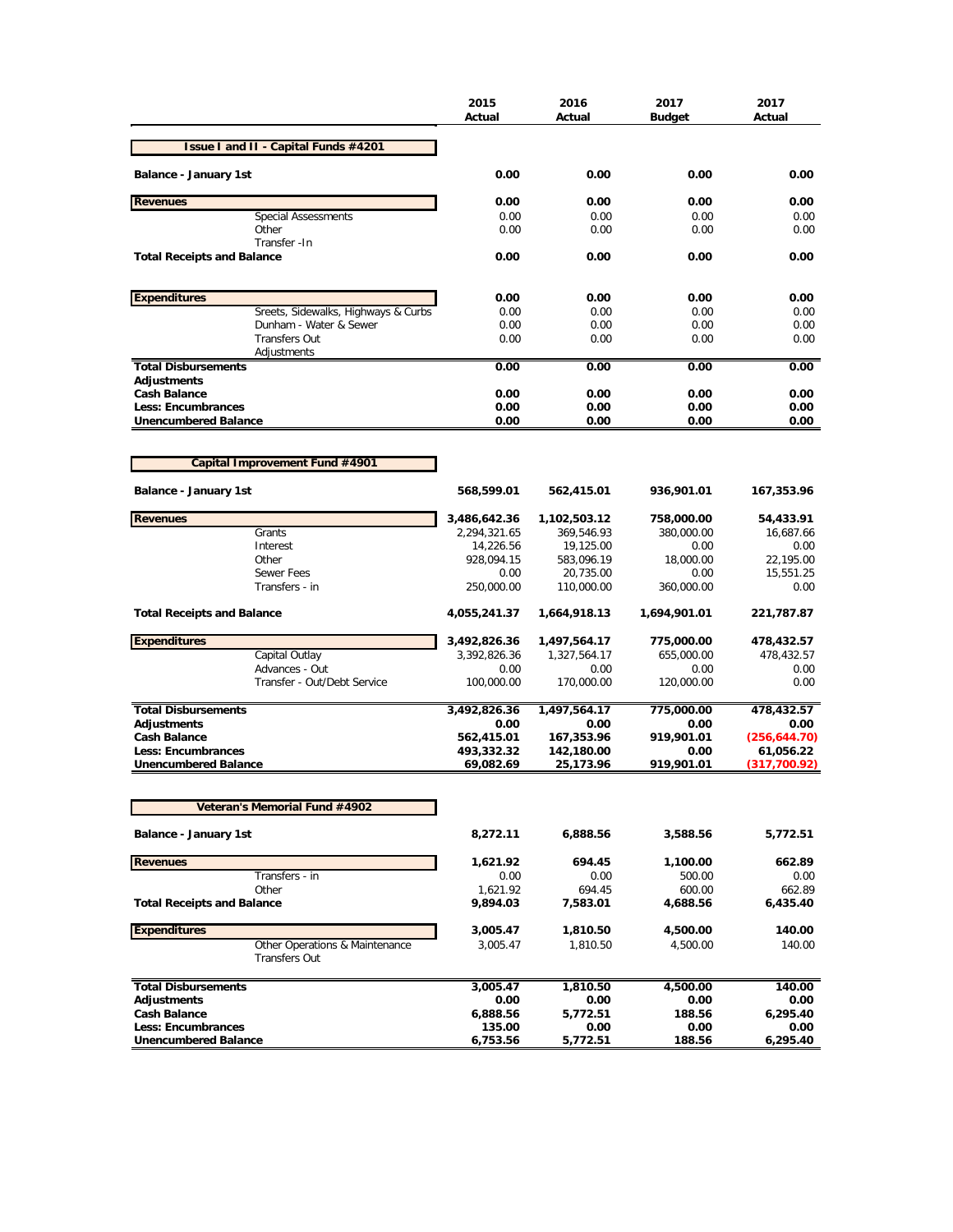| | 2015 Actual | 2016 Actual | 2017 Budget | 2017 Actual |
|---|---|---|---|---|
| **Issue I and II - Capital Funds #4201** | | | | |
| **Balance - January 1st** | **0.00** | **0.00** | **0.00** | **0.00** |
| **Revenues** | **0.00** | **0.00** | **0.00** | **0.00** |
| Special Assessments | 0.00 | 0.00 | 0.00 | 0.00 |
| Other | 0.00 | 0.00 | 0.00 | 0.00 |
| Transfer -In | | | | |
| **Total Receipts and Balance** | **0.00** | **0.00** | **0.00** | **0.00** |
| **Expenditures** | **0.00** | **0.00** | **0.00** | **0.00** |
| Sreets, Sidewalks, Highways & Curbs | 0.00 | 0.00 | 0.00 | 0.00 |
| Dunham - Water & Sewer | 0.00 | 0.00 | 0.00 | 0.00 |
| Transfers Out | 0.00 | 0.00 | 0.00 | 0.00 |
| Adjustments | | | | |
| **Total Disbursements** | **0.00** | **0.00** | **0.00** | **0.00** |
| **Adjustments** | | | | |
| **Cash Balance** | **0.00** | **0.00** | **0.00** | **0.00** |
| **Less: Encumbrances** | **0.00** | **0.00** | **0.00** | **0.00** |
| **Unencumbered Balance** | **0.00** | **0.00** | **0.00** | **0.00** |

| | 2015 Actual | 2016 Actual | 2017 Budget | 2017 Actual |
|---|---|---|---|---|
| **Capital Improvement Fund #4901** | | | | |
| **Balance - January 1st** | **568,599.01** | **562,415.01** | **936,901.01** | **167,353.96** |
| **Revenues** | **3,486,642.36** | **1,102,503.12** | **758,000.00** | **54,433.91** |
| Grants | 2,294,321.65 | 369,546.93 | 380,000.00 | 16,687.66 |
| Interest | 14,226.56 | 19,125.00 | 0.00 | 0.00 |
| Other | 928,094.15 | 583,096.19 | 18,000.00 | 22,195.00 |
| Sewer Fees | 0.00 | 20,735.00 | 0.00 | 15,551.25 |
| Transfers - in | 250,000.00 | 110,000.00 | 360,000.00 | 0.00 |
| **Total Receipts and Balance** | **4,055,241.37** | **1,664,918.13** | **1,694,901.01** | **221,787.87** |
| **Expenditures** | **3,492,826.36** | **1,497,564.17** | **775,000.00** | **478,432.57** |
| Capital Outlay | 3,392,826.36 | 1,327,564.17 | 655,000.00 | 478,432.57 |
| Advances - Out | 0.00 | 0.00 | 0.00 | 0.00 |
| Transfer - Out/Debt Service | 100,000.00 | 170,000.00 | 120,000.00 | 0.00 |
| **Total Disbursements** | **3,492,826.36** | **1,497,564.17** | **775,000.00** | **478,432.57** |
| **Adjustments** | **0.00** | **0.00** | **0.00** | **0.00** |
| **Cash Balance** | **562,415.01** | **167,353.96** | **919,901.01** | **(256,644.70)** |
| **Less: Encumbrances** | **493,332.32** | **142,180.00** | **0.00** | **61,056.22** |
| **Unencumbered Balance** | **69,082.69** | **25,173.96** | **919,901.01** | **(317,700.92)** |

| | 2015 Actual | 2016 Actual | 2017 Budget | 2017 Actual |
|---|---|---|---|---|
| **Veteran's Memorial Fund #4902** | | | | |
| **Balance - January 1st** | **8,272.11** | **6,888.56** | **3,588.56** | **5,772.51** |
| **Revenues** | **1,621.92** | **694.45** | **1,100.00** | **662.89** |
| Transfers - in | 0.00 | 0.00 | 500.00 | 0.00 |
| Other | 1,621.92 | 694.45 | 600.00 | 662.89 |
| **Total Receipts and Balance** | **9,894.03** | **7,583.01** | **4,688.56** | **6,435.40** |
| **Expenditures** | **3,005.47** | **1,810.50** | **4,500.00** | **140.00** |
| Other Operations & Maintenance | 3,005.47 | 1,810.50 | 4,500.00 | 140.00 |
| Transfers Out | | | | |
| **Total Disbursements** | **3,005.47** | **1,810.50** | **4,500.00** | **140.00** |
| **Adjustments** | **0.00** | **0.00** | **0.00** | **0.00** |
| **Cash Balance** | **6,888.56** | **5,772.51** | **188.56** | **6,295.40** |
| **Less: Encumbrances** | **135.00** | **0.00** | **0.00** | **0.00** |
| **Unencumbered Balance** | **6,753.56** | **5,772.51** | **188.56** | **6,295.40** |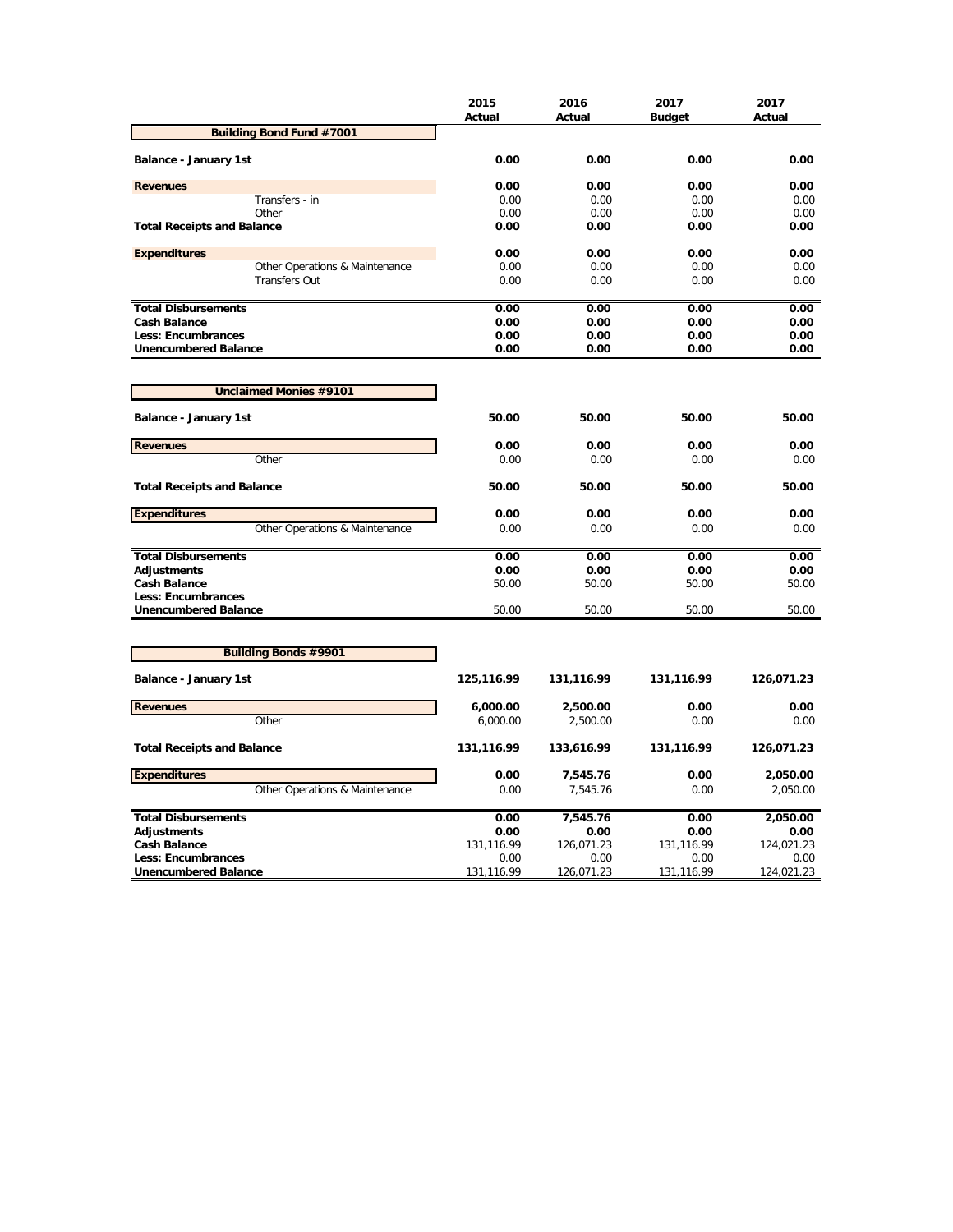| | 2015 Actual | 2016 Actual | 2017 Budget | 2017 Actual |
|---|---|---|---|---|
| **Building Bond Fund #7001** | | | | |
| **Balance - January 1st** | **0.00** | **0.00** | **0.00** | **0.00** |
| **Revenues** | **0.00** | **0.00** | **0.00** | **0.00** |
| Transfers - in | 0.00 | 0.00 | 0.00 | 0.00 |
| Other | 0.00 | 0.00 | 0.00 | 0.00 |
| **Total Receipts and Balance** | **0.00** | **0.00** | **0.00** | **0.00** |
| **Expenditures** | **0.00** | **0.00** | **0.00** | **0.00** |
| Other Operations & Maintenance | 0.00 | 0.00 | 0.00 | 0.00 |
| Transfers Out | 0.00 | 0.00 | 0.00 | 0.00 |
| **Total Disbursements** | **0.00** | **0.00** | **0.00** | **0.00** |
| **Cash Balance** | **0.00** | **0.00** | **0.00** | **0.00** |
| **Less: Encumbrances** | **0.00** | **0.00** | **0.00** | **0.00** |
| **Unencumbered Balance** | **0.00** | **0.00** | **0.00** | **0.00** |

| | 2015 Actual | 2016 Actual | 2017 Budget | 2017 Actual |
|---|---|---|---|---|
| **Unclaimed Monies #9101** | | | | |
| **Balance - January 1st** | **50.00** | **50.00** | **50.00** | **50.00** |
| **Revenues** | **0.00** | **0.00** | **0.00** | **0.00** |
| Other | 0.00 | 0.00 | 0.00 | 0.00 |
| **Total Receipts and Balance** | **50.00** | **50.00** | **50.00** | **50.00** |
| **Expenditures** | **0.00** | **0.00** | **0.00** | **0.00** |
| Other Operations & Maintenance | 0.00 | 0.00 | 0.00 | 0.00 |
| **Total Disbursements** | **0.00** | **0.00** | **0.00** | **0.00** |
| **Adjustments** | **0.00** | **0.00** | **0.00** | **0.00** |
| **Cash Balance** | 50.00 | 50.00 | 50.00 | 50.00 |
| **Less: Encumbrances** | | | | |
| **Unencumbered Balance** | 50.00 | 50.00 | 50.00 | 50.00 |

| | 2015 Actual | 2016 Actual | 2017 Budget | 2017 Actual |
|---|---|---|---|---|
| **Building Bonds #9901** | | | | |
| **Balance - January 1st** | **125,116.99** | **131,116.99** | **131,116.99** | **126,071.23** |
| **Revenues** | **6,000.00** | **2,500.00** | **0.00** | **0.00** |
| Other | 6,000.00 | 2,500.00 | 0.00 | 0.00 |
| **Total Receipts and Balance** | **131,116.99** | **133,616.99** | **131,116.99** | **126,071.23** |
| **Expenditures** | **0.00** | **7,545.76** | **0.00** | **2,050.00** |
| Other Operations & Maintenance | 0.00 | 7,545.76 | 0.00 | 2,050.00 |
| **Total Disbursements** | **0.00** | **7,545.76** | **0.00** | **2,050.00** |
| **Adjustments** | **0.00** | **0.00** | **0.00** | **0.00** |
| **Cash Balance** | 131,116.99 | 126,071.23 | 131,116.99 | 124,021.23 |
| **Less: Encumbrances** | 0.00 | 0.00 | 0.00 | 0.00 |
| **Unencumbered Balance** | 131,116.99 | 126,071.23 | 131,116.99 | 124,021.23 |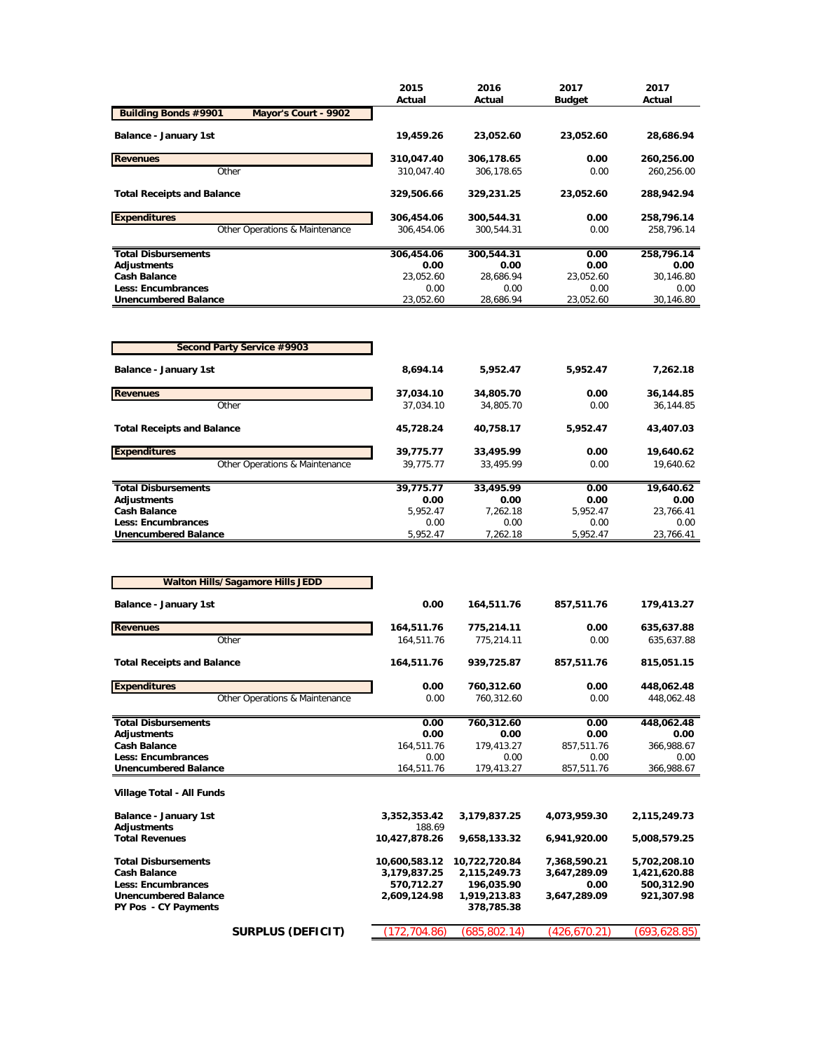| | 2015 Actual | 2016 Actual | 2017 Budget | 2017 Actual |
|---|---|---|---|---|
| **Building Bonds #9901 &nbsp;&nbsp; Mayor's Court - 9902** | | | | |
| **Balance - January 1st** | **19,459.26** | **23,052.60** | **23,052.60** | **28,686.94** |
| **Revenues** | **310,047.40** | **306,178.65** | **0.00** | **260,256.00** |
| Other | 310,047.40 | 306,178.65 | 0.00 | 260,256.00 |
| **Total Receipts and Balance** | **329,506.66** | **329,231.25** | **23,052.60** | **288,942.94** |
| **Expenditures** | **306,454.06** | **300,544.31** | **0.00** | **258,796.14** |
| Other Operations & Maintenance | 306,454.06 | 300,544.31 | 0.00 | 258,796.14 |
| **Total Disbursements** | **306,454.06** | **300,544.31** | **0.00** | **258,796.14** |
| **Adjustments** | **0.00** | **0.00** | **0.00** | **0.00** |
| **Cash Balance** | 23,052.60 | 28,686.94 | 23,052.60 | 30,146.80 |
| **Less: Encumbrances** | 0.00 | 0.00 | 0.00 | 0.00 |
| **Unencumbered Balance** | 23,052.60 | 28,686.94 | 23,052.60 | 30,146.80 |

| | 2015 Actual | 2016 Actual | 2017 Budget | 2017 Actual |
|---|---|---|---|---|
| **Second Party Service #9903** | | | | |
| **Balance - January 1st** | **8,694.14** | **5,952.47** | **5,952.47** | **7,262.18** |
| **Revenues** | **37,034.10** | **34,805.70** | **0.00** | **36,144.85** |
| Other | 37,034.10 | 34,805.70 | 0.00 | 36,144.85 |
| **Total Receipts and Balance** | **45,728.24** | **40,758.17** | **5,952.47** | **43,407.03** |
| **Expenditures** | **39,775.77** | **33,495.99** | **0.00** | **19,640.62** |
| Other Operations & Maintenance | 39,775.77 | 33,495.99 | 0.00 | 19,640.62 |
| **Total Disbursements** | **39,775.77** | **33,495.99** | **0.00** | **19,640.62** |
| **Adjustments** | **0.00** | **0.00** | **0.00** | **0.00** |
| **Cash Balance** | 5,952.47 | 7,262.18 | 5,952.47 | 23,766.41 |
| **Less: Encumbrances** | 0.00 | 0.00 | 0.00 | 0.00 |
| **Unencumbered Balance** | 5,952.47 | 7,262.18 | 5,952.47 | 23,766.41 |

| | 2015 Actual | 2016 Actual | 2017 Budget | 2017 Actual |
|---|---|---|---|---|
| **Walton Hills/Sagamore Hills JEDD** | | | | |
| **Balance - January 1st** | **0.00** | **164,511.76** | **857,511.76** | **179,413.27** |
| **Revenues** | **164,511.76** | **775,214.11** | **0.00** | **635,637.88** |
| Other | 164,511.76 | 775,214.11 | 0.00 | 635,637.88 |
| **Total Receipts and Balance** | **164,511.76** | **939,725.87** | **857,511.76** | **815,051.15** |
| **Expenditures** | **0.00** | **760,312.60** | **0.00** | **448,062.48** |
| Other Operations & Maintenance | 0.00 | 760,312.60 | 0.00 | 448,062.48 |
| **Total Disbursements** | **0.00** | **760,312.60** | **0.00** | **448,062.48** |
| **Adjustments** | **0.00** | **0.00** | **0.00** | **0.00** |
| **Cash Balance** | 164,511.76 | 179,413.27 | 857,511.76 | 366,988.67 |
| **Less: Encumbrances** | 0.00 | 0.00 | 0.00 | 0.00 |
| **Unencumbered Balance** | 164,511.76 | 179,413.27 | 857,511.76 | 366,988.67 |

| | 2015 Actual | 2016 Actual | 2017 Budget | 2017 Actual |
|---|---|---|---|---|
| **Village Total - All Funds** | | | | |
| **Balance - January 1st** | **3,352,353.42** | **3,179,837.25** | **4,073,959.30** | **2,115,249.73** |
| **Adjustments** | 188.69 | | | |
| **Total Revenues** | **10,427,878.26** | **9,658,133.32** | **6,941,920.00** | **5,008,579.25** |
| **Total Disbursements** | **10,600,583.12** | **10,722,720.84** | **7,368,590.21** | **5,702,208.10** |
| **Cash Balance** | **3,179,837.25** | **2,115,249.73** | **3,647,289.09** | **1,421,620.88** |
| **Less: Encumbrances** | **570,712.27** | **196,035.90** | **0.00** | **500,312.90** |
| **Unencumbered Balance** | **2,609,124.98** | **1,919,213.83** | **3,647,289.09** | **921,307.98** |
| **PY Pos - CY Payments** | | **378,785.38** | | |
| **SURPLUS (DEFICIT)** | (172,704.86) | (685,802.14) | (426,670.21) | (693,628.85) |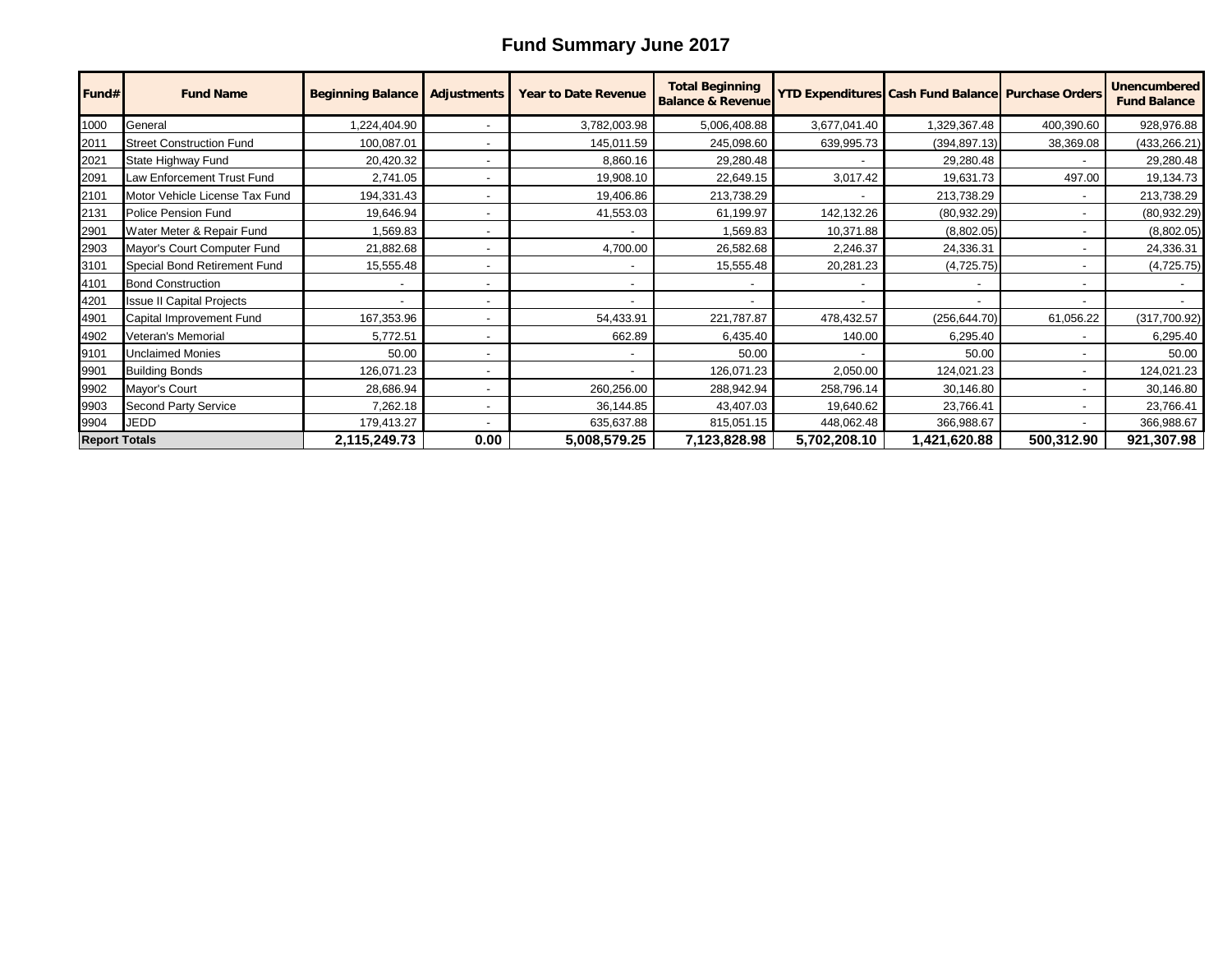# Fund Summary June 2017

| Fund# | Fund Name | Beginning Balance | Adjustments | Year to Date Revenue | Total Beginning Balance & Revenue | YTD Expenditures | Cash Fund Balance | Purchase Orders | Unencumbered Fund Balance |
|---|---|---|---|---|---|---|---|---|---|
| 1000 | General | 1,224,404.90 | - | 3,782,003.98 | 5,006,408.88 | 3,677,041.40 | 1,329,367.48 | 400,390.60 | 928,976.88 |
| 2011 | Street Construction Fund | 100,087.01 | - | 145,011.59 | 245,098.60 | 639,995.73 | (394,897.13) | 38,369.08 | (433,266.21) |
| 2021 | State Highway Fund | 20,420.32 | - | 8,860.16 | 29,280.48 | - | 29,280.48 | - | 29,280.48 |
| 2091 | Law Enforcement Trust Fund | 2,741.05 | - | 19,908.10 | 22,649.15 | 3,017.42 | 19,631.73 | 497.00 | 19,134.73 |
| 2101 | Motor Vehicle License Tax Fund | 194,331.43 | - | 19,406.86 | 213,738.29 | - | 213,738.29 | - | 213,738.29 |
| 2131 | Police Pension Fund | 19,646.94 | - | 41,553.03 | 61,199.97 | 142,132.26 | (80,932.29) | - | (80,932.29) |
| 2901 | Water Meter & Repair Fund | 1,569.83 | - | - | 1,569.83 | 10,371.88 | (8,802.05) | - | (8,802.05) |
| 2903 | Mayor's Court Computer Fund | 21,882.68 | - | 4,700.00 | 26,582.68 | 2,246.37 | 24,336.31 | - | 24,336.31 |
| 3101 | Special Bond Retirement Fund | 15,555.48 | - | - | 15,555.48 | 20,281.23 | (4,725.75) | - | (4,725.75) |
| 4101 | Bond Construction | - | - | - | - | - | - | - | - |
| 4201 | Issue II Capital Projects | - | - | - | - | - | - | - | - |
| 4901 | Capital Improvement Fund | 167,353.96 | - | 54,433.91 | 221,787.87 | 478,432.57 | (256,644.70) | 61,056.22 | (317,700.92) |
| 4902 | Veteran's Memorial | 5,772.51 | - | 662.89 | 6,435.40 | 140.00 | 6,295.40 | - | 6,295.40 |
| 9101 | Unclaimed Monies | 50.00 | - | - | 50.00 | - | 50.00 | - | 50.00 |
| 9901 | Building Bonds | 126,071.23 | - | - | 126,071.23 | 2,050.00 | 124,021.23 | - | 124,021.23 |
| 9902 | Mayor's Court | 28,686.94 | - | 260,256.00 | 288,942.94 | 258,796.14 | 30,146.80 | - | 30,146.80 |
| 9903 | Second Party Service | 7,262.18 | - | 36,144.85 | 43,407.03 | 19,640.62 | 23,766.41 | - | 23,766.41 |
| 9904 | JEDD | 179,413.27 | - | 635,637.88 | 815,051.15 | 448,062.48 | 366,988.67 | - | 366,988.67 |
| **Report Totals** | | **2,115,249.73** | **0.00** | **5,008,579.25** | **7,123,828.98** | **5,702,208.10** | **1,421,620.88** | **500,312.90** | **921,307.98** |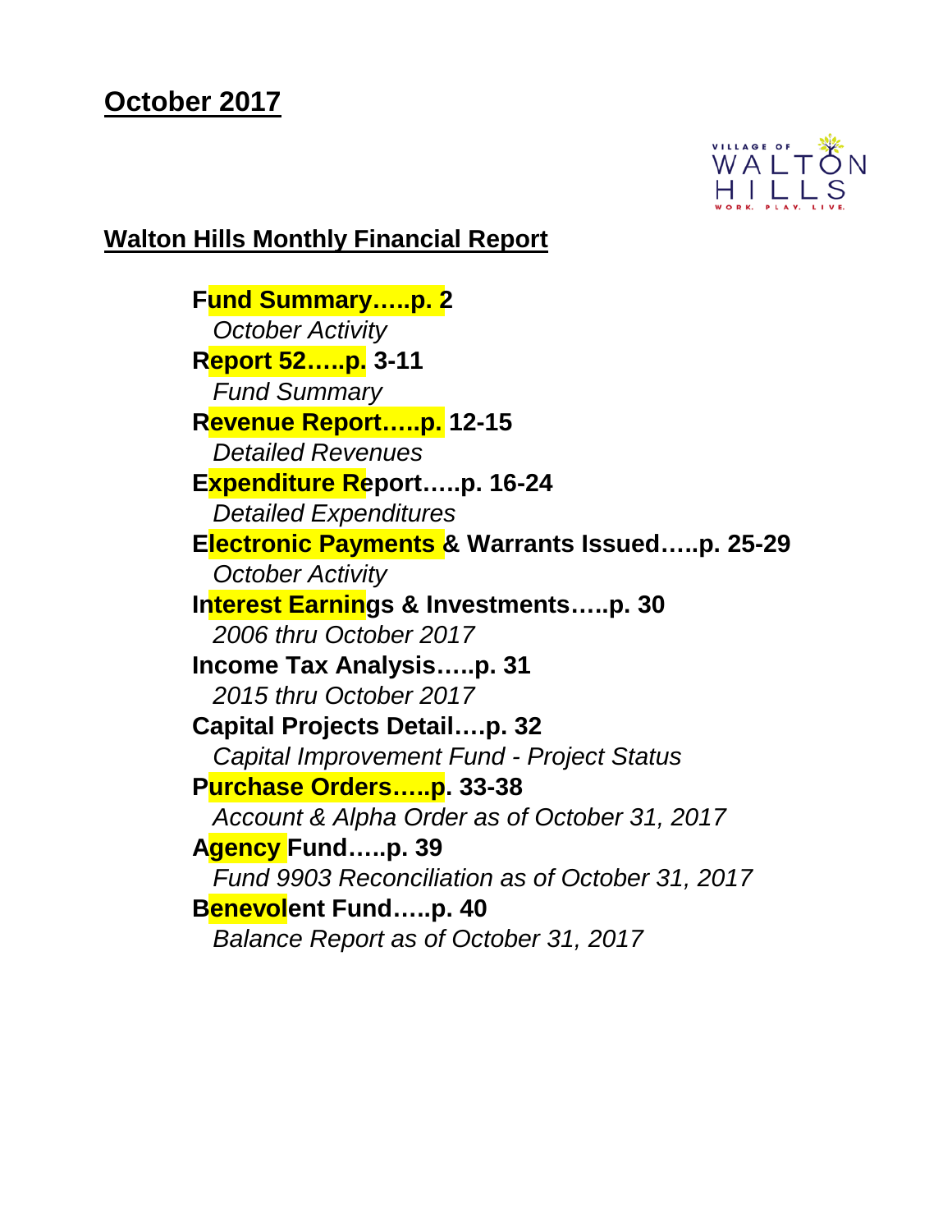# October 2017

VILLAGE OF WALTON HILLS
WORK. PLAY. LIVE.

## Walton Hills Monthly Financial Report

**Fund Summary…..p. 2**
*October Activity*

**Report 52…..p. 3-11**
*Fund Summary*

**Revenue Report…..p. 12-15**
*Detailed Revenues*

**Expenditure Report…..p. 16-24**
*Detailed Expenditures*

**Electronic Payments & Warrants Issued…..p. 25-29**
*October Activity*

**Interest Earnings & Investments…..p. 30**
*2006 thru October 2017*

**Income Tax Analysis…..p. 31**
*2015 thru October 2017*

**Capital Projects Detail….p. 32**
*Capital Improvement Fund - Project Status*

**Purchase Orders…..p. 33-38**
*Account & Alpha Order as of October 31, 2017*

**Agency Fund…..p. 39**
*Fund 9903 Reconciliation as of October 31, 2017*

**Benevolent Fund…..p. 40**
*Balance Report as of October 31, 2017*